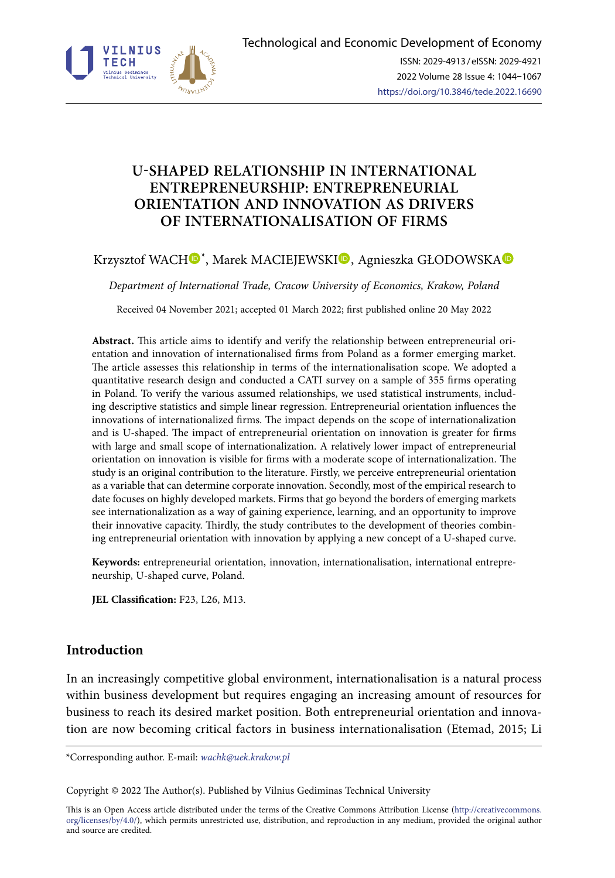# U-SHAPED RELATIONSHIP IN INTERNATIONAL ENTREPRENEURSHIP: ENTREPRENEURIAL ORIENTATION AND INNOVATION AS DRIVERS OF INTERNATIONALISATION OF FIRMS

Krzysztof WACH*, Marek MACIEJEWSKI, Agnieszka GŁODOWSKA

*Department of International Trade, Cracow University of Economics, Krakow, Poland*

Received 04 November 2021; accepted 01 March 2022; first published online 20 May 2022

**Abstract.** This article aims to identify and verify the relationship between entrepreneurial orientation and innovation of internationalised firms from Poland as a former emerging market. The article assesses this relationship in terms of the internationalisation scope. We adopted a quantitative research design and conducted a CATI survey on a sample of 355 firms operating in Poland. To verify the various assumed relationships, we used statistical instruments, including descriptive statistics and simple linear regression. Entrepreneurial orientation influences the innovations of internationalized firms. The impact depends on the scope of internationalization and is U-shaped. The impact of entrepreneurial orientation on innovation is greater for firms with large and small scope of internationalization. A relatively lower impact of entrepreneurial orientation on innovation is visible for firms with a moderate scope of internationalization. The study is an original contribution to the literature. Firstly, we perceive entrepreneurial orientation as a variable that can determine corporate innovation. Secondly, most of the empirical research to date focuses on highly developed markets. Firms that go beyond the borders of emerging markets see internationalization as a way of gaining experience, learning, and an opportunity to improve their innovative capacity. Thirdly, the study contributes to the development of theories combining entrepreneurial orientation with innovation by applying a new concept of a U-shaped curve.

**Keywords:** entrepreneurial orientation, innovation, internationalisation, international entrepreneurship, U-shaped curve, Poland.

**JEL Classification:** F23, L26, M13.

## Introduction

In an increasingly competitive global environment, internationalisation is a natural process within business development but requires engaging an increasing amount of resources for business to reach its desired market position. Both entrepreneurial orientation and innovation are now becoming critical factors in business internationalisation (Etemad, 2015; Li

*Corresponding author. E-mail: *wachk@uek.krakow.pl*

Copyright © 2022 The Author(s). Published by Vilnius Gediminas Technical University

This is an Open Access article distributed under the terms of the Creative Commons Attribution License (http://creativecommons.org/licenses/by/4.0/), which permits unrestricted use, distribution, and reproduction in any medium, provided the original author and source are credited.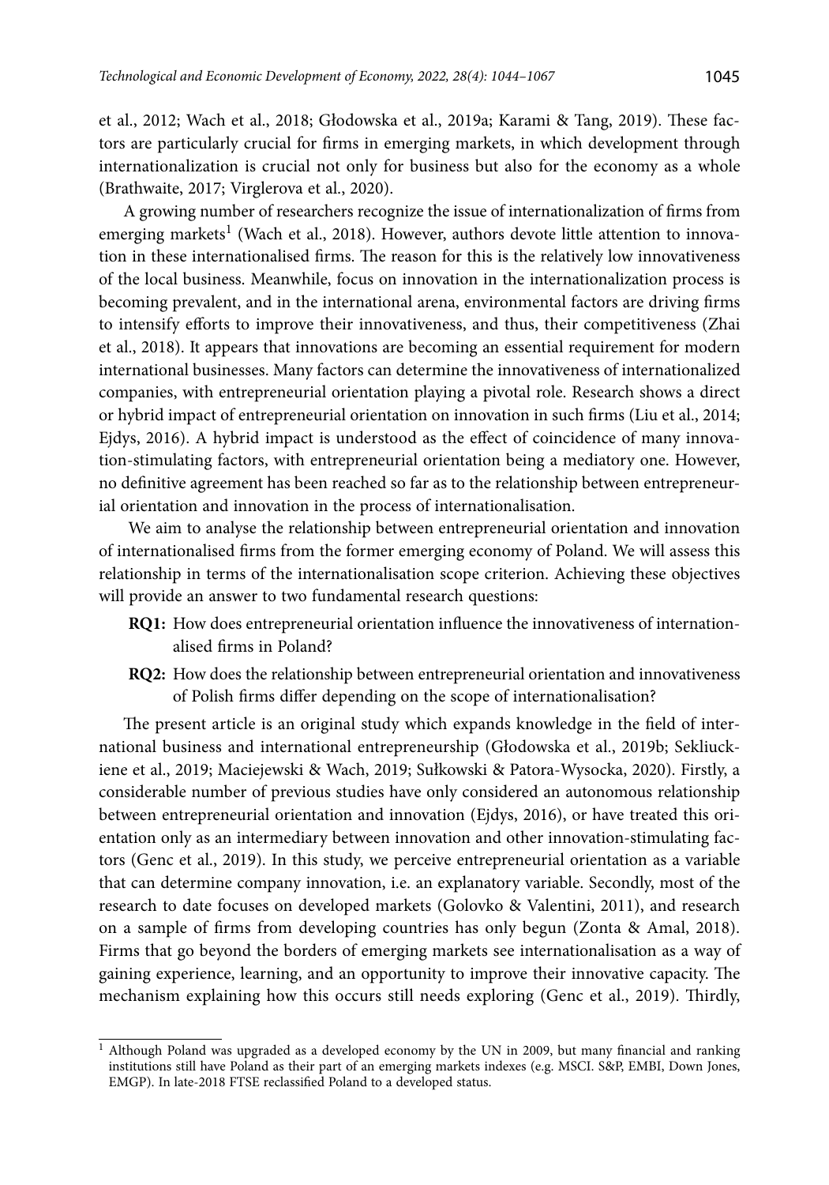et al., 2012; Wach et al., 2018; Głodowska et al., 2019a; Karami & Tang, 2019). These factors are particularly crucial for firms in emerging markets, in which development through internationalization is crucial not only for business but also for the economy as a whole (Brathwaite, 2017; Virglerova et al., 2020).

A growing number of researchers recognize the issue of internationalization of firms from emerging markets[1] (Wach et al., 2018). However, authors devote little attention to innovation in these internationalised firms. The reason for this is the relatively low innovativeness of the local business. Meanwhile, focus on innovation in the internationalization process is becoming prevalent, and in the international arena, environmental factors are driving firms to intensify efforts to improve their innovativeness, and thus, their competitiveness (Zhai et al., 2018). It appears that innovations are becoming an essential requirement for modern international businesses. Many factors can determine the innovativeness of internationalized companies, with entrepreneurial orientation playing a pivotal role. Research shows a direct or hybrid impact of entrepreneurial orientation on innovation in such firms (Liu et al., 2014; Ejdys, 2016). A hybrid impact is understood as the effect of coincidence of many innovation-stimulating factors, with entrepreneurial orientation being a mediatory one. However, no definitive agreement has been reached so far as to the relationship between entrepreneurial orientation and innovation in the process of internationalisation.

We aim to analyse the relationship between entrepreneurial orientation and innovation of internationalised firms from the former emerging economy of Poland. We will assess this relationship in terms of the internationalisation scope criterion. Achieving these objectives will provide an answer to two fundamental research questions:

- **RQ1:** How does entrepreneurial orientation influence the innovativeness of internationalised firms in Poland?
- **RQ2:** How does the relationship between entrepreneurial orientation and innovativeness of Polish firms differ depending on the scope of internationalisation?

The present article is an original study which expands knowledge in the field of international business and international entrepreneurship (Głodowska et al., 2019b; Sekliuckiene et al., 2019; Maciejewski & Wach, 2019; Sułkowski & Patora-Wysocka, 2020). Firstly, a considerable number of previous studies have only considered an autonomous relationship between entrepreneurial orientation and innovation (Ejdys, 2016), or have treated this orientation only as an intermediary between innovation and other innovation-stimulating factors (Genc et al., 2019). In this study, we perceive entrepreneurial orientation as a variable that can determine company innovation, i.e. an explanatory variable. Secondly, most of the research to date focuses on developed markets (Golovko & Valentini, 2011), and research on a sample of firms from developing countries has only begun (Zonta & Amal, 2018). Firms that go beyond the borders of emerging markets see internationalisation as a way of gaining experience, learning, and an opportunity to improve their innovative capacity. The mechanism explaining how this occurs still needs exploring (Genc et al., 2019). Thirdly,

---

[1] Although Poland was upgraded as a developed economy by the UN in 2009, but many financial and ranking institutions still have Poland as their part of an emerging markets indexes (e.g. MSCI. S&P, EMBI, Down Jones, EMGP). In late-2018 FTSE reclassified Poland to a developed status.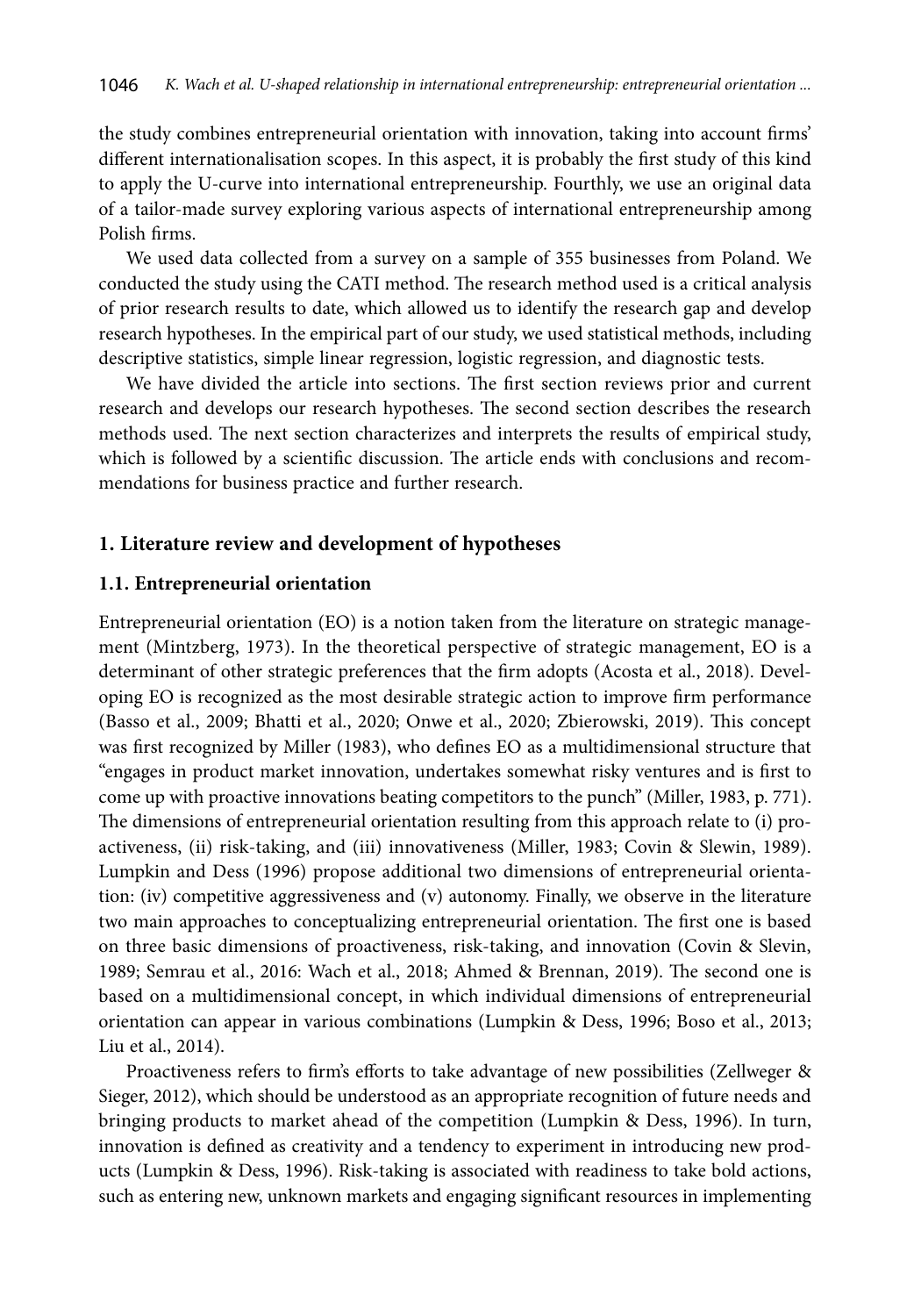the study combines entrepreneurial orientation with innovation, taking into account firms' different internationalisation scopes. In this aspect, it is probably the first study of this kind to apply the U-curve into international entrepreneurship. Fourthly, we use an original data of a tailor-made survey exploring various aspects of international entrepreneurship among Polish firms.

We used data collected from a survey on a sample of 355 businesses from Poland. We conducted the study using the CATI method. The research method used is a critical analysis of prior research results to date, which allowed us to identify the research gap and develop research hypotheses. In the empirical part of our study, we used statistical methods, including descriptive statistics, simple linear regression, logistic regression, and diagnostic tests.

We have divided the article into sections. The first section reviews prior and current research and develops our research hypotheses. The second section describes the research methods used. The next section characterizes and interprets the results of empirical study, which is followed by a scientific discussion. The article ends with conclusions and recommendations for business practice and further research.

## 1. Literature review and development of hypotheses

### 1.1. Entrepreneurial orientation

Entrepreneurial orientation (EO) is a notion taken from the literature on strategic management (Mintzberg, 1973). In the theoretical perspective of strategic management, EO is a determinant of other strategic preferences that the firm adopts (Acosta et al., 2018). Developing EO is recognized as the most desirable strategic action to improve firm performance (Basso et al., 2009; Bhatti et al., 2020; Onwe et al., 2020; Zbierowski, 2019). This concept was first recognized by Miller (1983), who defines EO as a multidimensional structure that "engages in product market innovation, undertakes somewhat risky ventures and is first to come up with proactive innovations beating competitors to the punch" (Miller, 1983, p. 771). The dimensions of entrepreneurial orientation resulting from this approach relate to (i) proactiveness, (ii) risk-taking, and (iii) innovativeness (Miller, 1983; Covin & Slewin, 1989). Lumpkin and Dess (1996) propose additional two dimensions of entrepreneurial orientation: (iv) competitive aggressiveness and (v) autonomy. Finally, we observe in the literature two main approaches to conceptualizing entrepreneurial orientation. The first one is based on three basic dimensions of proactiveness, risk-taking, and innovation (Covin & Slevin, 1989; Semrau et al., 2016: Wach et al., 2018; Ahmed & Brennan, 2019). The second one is based on a multidimensional concept, in which individual dimensions of entrepreneurial orientation can appear in various combinations (Lumpkin & Dess, 1996; Boso et al., 2013; Liu et al., 2014).

Proactiveness refers to firm's efforts to take advantage of new possibilities (Zellweger & Sieger, 2012), which should be understood as an appropriate recognition of future needs and bringing products to market ahead of the competition (Lumpkin & Dess, 1996). In turn, innovation is defined as creativity and a tendency to experiment in introducing new products (Lumpkin & Dess, 1996). Risk-taking is associated with readiness to take bold actions, such as entering new, unknown markets and engaging significant resources in implementing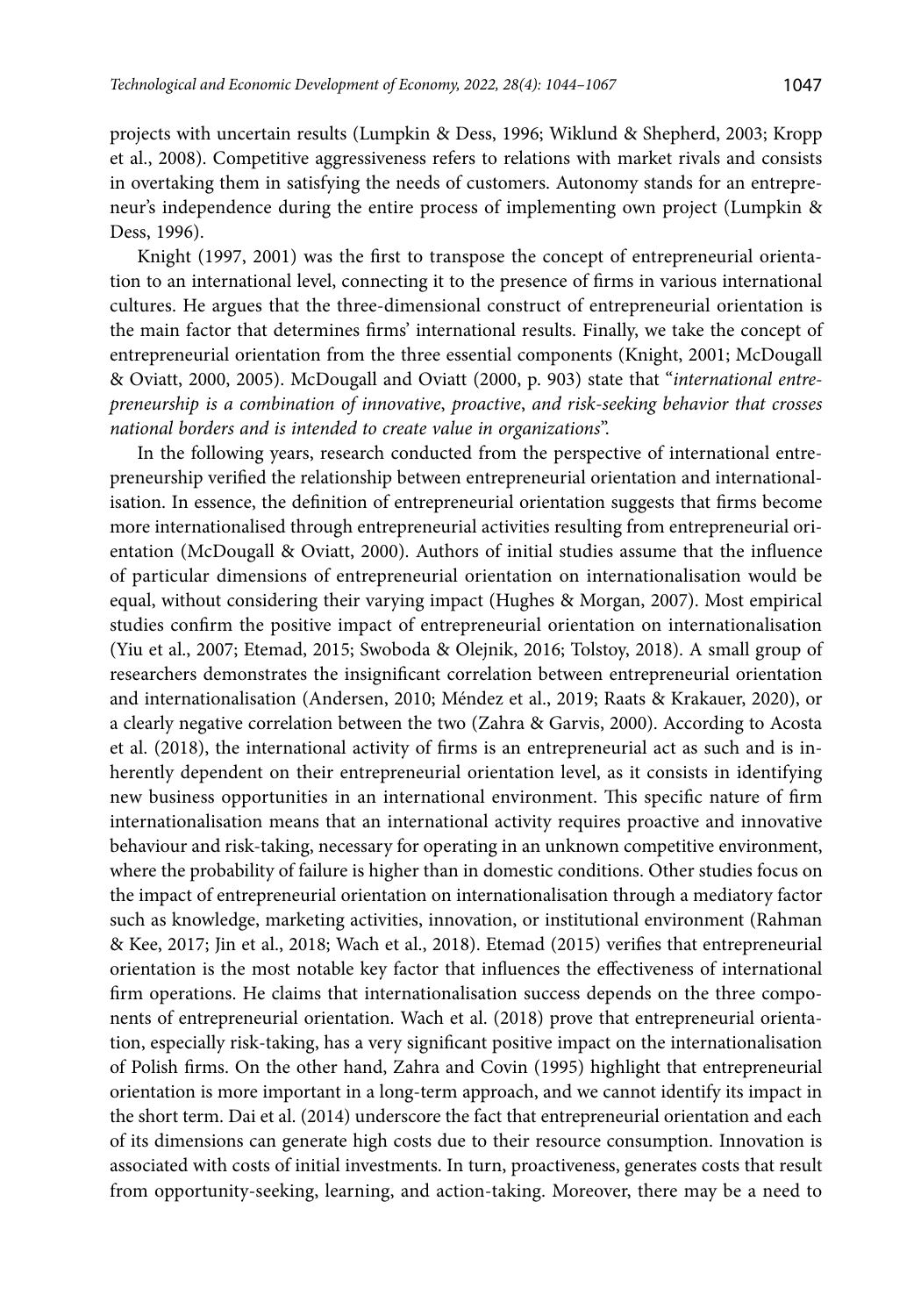projects with uncertain results (Lumpkin & Dess, 1996; Wiklund & Shepherd, 2003; Kropp et al., 2008). Competitive aggressiveness refers to relations with market rivals and consists in overtaking them in satisfying the needs of customers. Autonomy stands for an entrepreneur's independence during the entire process of implementing own project (Lumpkin & Dess, 1996).

Knight (1997, 2001) was the first to transpose the concept of entrepreneurial orientation to an international level, connecting it to the presence of firms in various international cultures. He argues that the three-dimensional construct of entrepreneurial orientation is the main factor that determines firms' international results. Finally, we take the concept of entrepreneurial orientation from the three essential components (Knight, 2001; McDougall & Oviatt, 2000, 2005). McDougall and Oviatt (2000, p. 903) state that "*international entrepreneurship is a combination of innovative, proactive, and risk-seeking behavior that crosses national borders and is intended to create value in organizations*".

In the following years, research conducted from the perspective of international entrepreneurship verified the relationship between entrepreneurial orientation and internationalisation. In essence, the definition of entrepreneurial orientation suggests that firms become more internationalised through entrepreneurial activities resulting from entrepreneurial orientation (McDougall & Oviatt, 2000). Authors of initial studies assume that the influence of particular dimensions of entrepreneurial orientation on internationalisation would be equal, without considering their varying impact (Hughes & Morgan, 2007). Most empirical studies confirm the positive impact of entrepreneurial orientation on internationalisation (Yiu et al., 2007; Etemad, 2015; Swoboda & Olejnik, 2016; Tolstoy, 2018). A small group of researchers demonstrates the insignificant correlation between entrepreneurial orientation and internationalisation (Andersen, 2010; Méndez et al., 2019; Raats & Krakauer, 2020), or a clearly negative correlation between the two (Zahra & Garvis, 2000). According to Acosta et al. (2018), the international activity of firms is an entrepreneurial act as such and is inherently dependent on their entrepreneurial orientation level, as it consists in identifying new business opportunities in an international environment. This specific nature of firm internationalisation means that an international activity requires proactive and innovative behaviour and risk-taking, necessary for operating in an unknown competitive environment, where the probability of failure is higher than in domestic conditions. Other studies focus on the impact of entrepreneurial orientation on internationalisation through a mediatory factor such as knowledge, marketing activities, innovation, or institutional environment (Rahman & Kee, 2017; Jin et al., 2018; Wach et al., 2018). Etemad (2015) verifies that entrepreneurial orientation is the most notable key factor that influences the effectiveness of international firm operations. He claims that internationalisation success depends on the three components of entrepreneurial orientation. Wach et al. (2018) prove that entrepreneurial orientation, especially risk-taking, has a very significant positive impact on the internationalisation of Polish firms. On the other hand, Zahra and Covin (1995) highlight that entrepreneurial orientation is more important in a long-term approach, and we cannot identify its impact in the short term. Dai et al. (2014) underscore the fact that entrepreneurial orientation and each of its dimensions can generate high costs due to their resource consumption. Innovation is associated with costs of initial investments. In turn, proactiveness, generates costs that result from opportunity-seeking, learning, and action-taking. Moreover, there may be a need to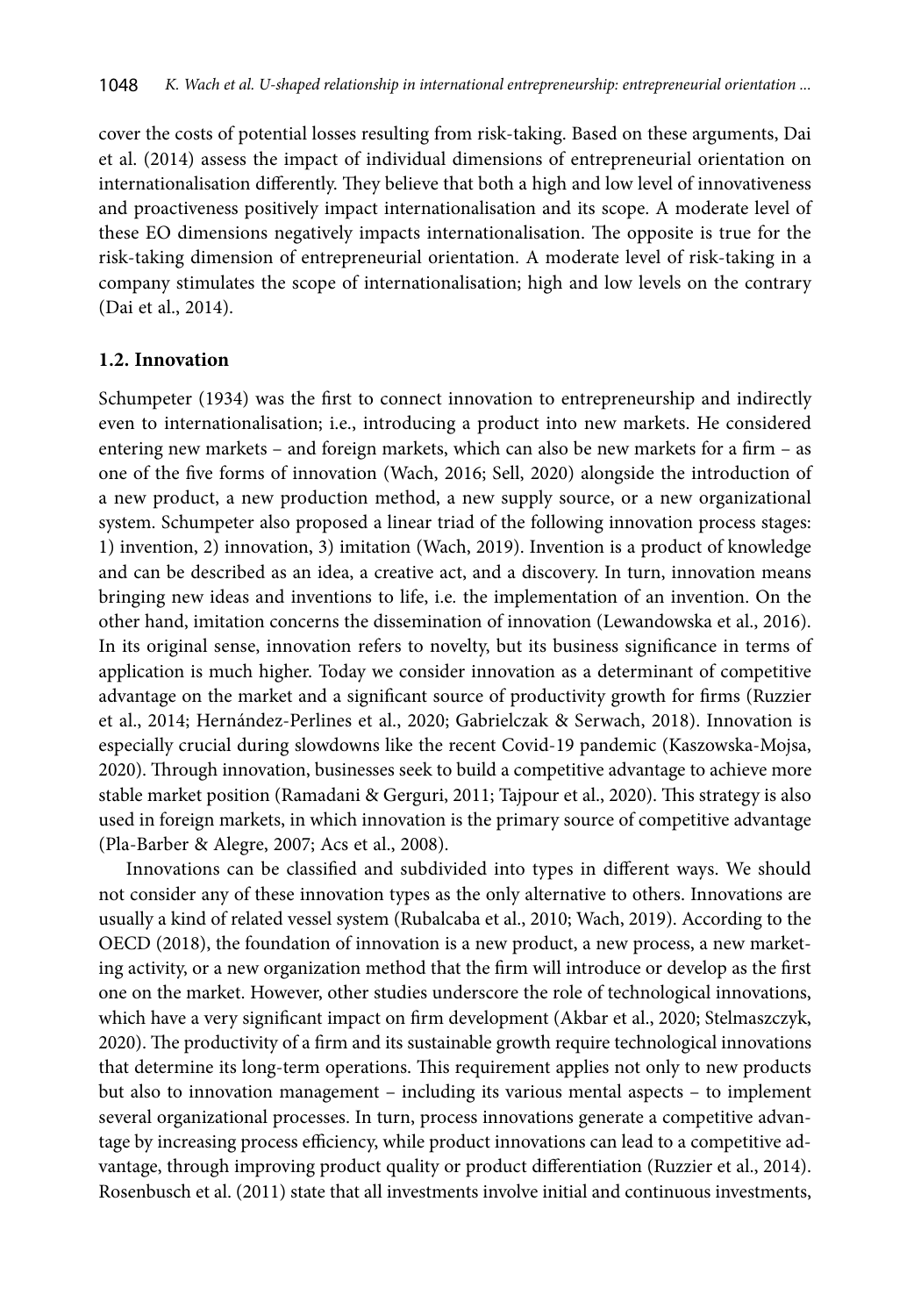cover the costs of potential losses resulting from risk-taking. Based on these arguments, Dai et al. (2014) assess the impact of individual dimensions of entrepreneurial orientation on internationalisation differently. They believe that both a high and low level of innovativeness and proactiveness positively impact internationalisation and its scope. A moderate level of these EO dimensions negatively impacts internationalisation. The opposite is true for the risk-taking dimension of entrepreneurial orientation. A moderate level of risk-taking in a company stimulates the scope of internationalisation; high and low levels on the contrary (Dai et al., 2014).

### 1.2. Innovation

Schumpeter (1934) was the first to connect innovation to entrepreneurship and indirectly even to internationalisation; i.e., introducing a product into new markets. He considered entering new markets – and foreign markets, which can also be new markets for a firm – as one of the five forms of innovation (Wach, 2016; Sell, 2020) alongside the introduction of a new product, a new production method, a new supply source, or a new organizational system. Schumpeter also proposed a linear triad of the following innovation process stages: 1) invention, 2) innovation, 3) imitation (Wach, 2019). Invention is a product of knowledge and can be described as an idea, a creative act, and a discovery. In turn, innovation means bringing new ideas and inventions to life, i.e. the implementation of an invention. On the other hand, imitation concerns the dissemination of innovation (Lewandowska et al., 2016). In its original sense, innovation refers to novelty, but its business significance in terms of application is much higher. Today we consider innovation as a determinant of competitive advantage on the market and a significant source of productivity growth for firms (Ruzzier et al., 2014; Hernández-Perlines et al., 2020; Gabrielczak & Serwach, 2018). Innovation is especially crucial during slowdowns like the recent Covid-19 pandemic (Kaszowska-Mojsa, 2020). Through innovation, businesses seek to build a competitive advantage to achieve more stable market position (Ramadani & Gerguri, 2011; Tajpour et al., 2020). This strategy is also used in foreign markets, in which innovation is the primary source of competitive advantage (Pla-Barber & Alegre, 2007; Acs et al., 2008).

Innovations can be classified and subdivided into types in different ways. We should not consider any of these innovation types as the only alternative to others. Innovations are usually a kind of related vessel system (Rubalcaba et al., 2010; Wach, 2019). According to the OECD (2018), the foundation of innovation is a new product, a new process, a new marketing activity, or a new organization method that the firm will introduce or develop as the first one on the market. However, other studies underscore the role of technological innovations, which have a very significant impact on firm development (Akbar et al., 2020; Stelmaszczyk, 2020). The productivity of a firm and its sustainable growth require technological innovations that determine its long-term operations. This requirement applies not only to new products but also to innovation management – including its various mental aspects – to implement several organizational processes. In turn, process innovations generate a competitive advantage by increasing process efficiency, while product innovations can lead to a competitive advantage, through improving product quality or product differentiation (Ruzzier et al., 2014). Rosenbusch et al. (2011) state that all investments involve initial and continuous investments,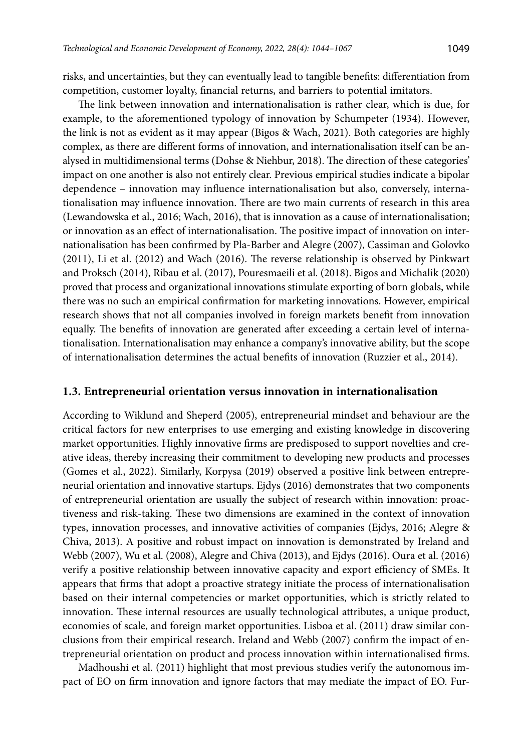risks, and uncertainties, but they can eventually lead to tangible benefits: differentiation from competition, customer loyalty, financial returns, and barriers to potential imitators.

The link between innovation and internationalisation is rather clear, which is due, for example, to the aforementioned typology of innovation by Schumpeter (1934). However, the link is not as evident as it may appear (Bigos & Wach, 2021). Both categories are highly complex, as there are different forms of innovation, and internationalisation itself can be analysed in multidimensional terms (Dohse & Niehbur, 2018). The direction of these categories' impact on one another is also not entirely clear. Previous empirical studies indicate a bipolar dependence – innovation may influence internationalisation but also, conversely, internationalisation may influence innovation. There are two main currents of research in this area (Lewandowska et al., 2016; Wach, 2016), that is innovation as a cause of internationalisation; or innovation as an effect of internationalisation. The positive impact of innovation on internationalisation has been confirmed by Pla-Barber and Alegre (2007), Cassiman and Golovko (2011), Li et al. (2012) and Wach (2016). The reverse relationship is observed by Pinkwart and Proksch (2014), Ribau et al. (2017), Pouresmaeili et al. (2018). Bigos and Michalik (2020) proved that process and organizational innovations stimulate exporting of born globals, while there was no such an empirical confirmation for marketing innovations. However, empirical research shows that not all companies involved in foreign markets benefit from innovation equally. The benefits of innovation are generated after exceeding a certain level of internationalisation. Internationalisation may enhance a company's innovative ability, but the scope of internationalisation determines the actual benefits of innovation (Ruzzier et al., 2014).

### 1.3. Entrepreneurial orientation versus innovation in internationalisation

According to Wiklund and Sheperd (2005), entrepreneurial mindset and behaviour are the critical factors for new enterprises to use emerging and existing knowledge in discovering market opportunities. Highly innovative firms are predisposed to support novelties and creative ideas, thereby increasing their commitment to developing new products and processes (Gomes et al., 2022). Similarly, Korpysa (2019) observed a positive link between entrepreneurial orientation and innovative startups. Ejdys (2016) demonstrates that two components of entrepreneurial orientation are usually the subject of research within innovation: proactiveness and risk-taking. These two dimensions are examined in the context of innovation types, innovation processes, and innovative activities of companies (Ejdys, 2016; Alegre & Chiva, 2013). A positive and robust impact on innovation is demonstrated by Ireland and Webb (2007), Wu et al. (2008), Alegre and Chiva (2013), and Ejdys (2016). Oura et al. (2016) verify a positive relationship between innovative capacity and export efficiency of SMEs. It appears that firms that adopt a proactive strategy initiate the process of internationalisation based on their internal competencies or market opportunities, which is strictly related to innovation. These internal resources are usually technological attributes, a unique product, economies of scale, and foreign market opportunities. Lisboa et al. (2011) draw similar conclusions from their empirical research. Ireland and Webb (2007) confirm the impact of entrepreneurial orientation on product and process innovation within internationalised firms.

Madhoushi et al. (2011) highlight that most previous studies verify the autonomous impact of EO on firm innovation and ignore factors that may mediate the impact of EO. Fur-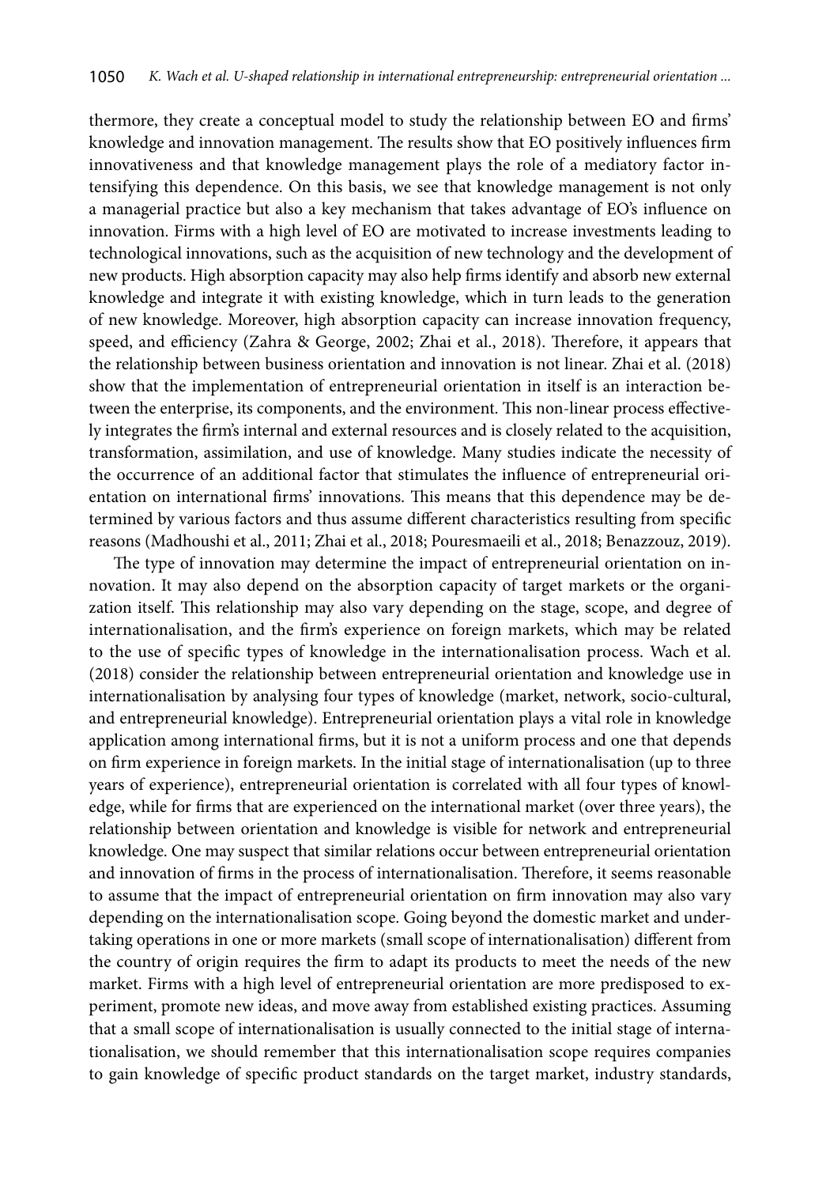thermore, they create a conceptual model to study the relationship between EO and firms' knowledge and innovation management. The results show that EO positively influences firm innovativeness and that knowledge management plays the role of a mediatory factor intensifying this dependence. On this basis, we see that knowledge management is not only a managerial practice but also a key mechanism that takes advantage of EO's influence on innovation. Firms with a high level of EO are motivated to increase investments leading to technological innovations, such as the acquisition of new technology and the development of new products. High absorption capacity may also help firms identify and absorb new external knowledge and integrate it with existing knowledge, which in turn leads to the generation of new knowledge. Moreover, high absorption capacity can increase innovation frequency, speed, and efficiency (Zahra & George, 2002; Zhai et al., 2018). Therefore, it appears that the relationship between business orientation and innovation is not linear. Zhai et al. (2018) show that the implementation of entrepreneurial orientation in itself is an interaction between the enterprise, its components, and the environment. This non-linear process effectively integrates the firm's internal and external resources and is closely related to the acquisition, transformation, assimilation, and use of knowledge. Many studies indicate the necessity of the occurrence of an additional factor that stimulates the influence of entrepreneurial orientation on international firms' innovations. This means that this dependence may be determined by various factors and thus assume different characteristics resulting from specific reasons (Madhoushi et al., 2011; Zhai et al., 2018; Pouresmaeili et al., 2018; Benazzouz, 2019).

The type of innovation may determine the impact of entrepreneurial orientation on innovation. It may also depend on the absorption capacity of target markets or the organization itself. This relationship may also vary depending on the stage, scope, and degree of internationalisation, and the firm's experience on foreign markets, which may be related to the use of specific types of knowledge in the internationalisation process. Wach et al. (2018) consider the relationship between entrepreneurial orientation and knowledge use in internationalisation by analysing four types of knowledge (market, network, socio-cultural, and entrepreneurial knowledge). Entrepreneurial orientation plays a vital role in knowledge application among international firms, but it is not a uniform process and one that depends on firm experience in foreign markets. In the initial stage of internationalisation (up to three years of experience), entrepreneurial orientation is correlated with all four types of knowledge, while for firms that are experienced on the international market (over three years), the relationship between orientation and knowledge is visible for network and entrepreneurial knowledge. One may suspect that similar relations occur between entrepreneurial orientation and innovation of firms in the process of internationalisation. Therefore, it seems reasonable to assume that the impact of entrepreneurial orientation on firm innovation may also vary depending on the internationalisation scope. Going beyond the domestic market and undertaking operations in one or more markets (small scope of internationalisation) different from the country of origin requires the firm to adapt its products to meet the needs of the new market. Firms with a high level of entrepreneurial orientation are more predisposed to experiment, promote new ideas, and move away from established existing practices. Assuming that a small scope of internationalisation is usually connected to the initial stage of internationalisation, we should remember that this internationalisation scope requires companies to gain knowledge of specific product standards on the target market, industry standards,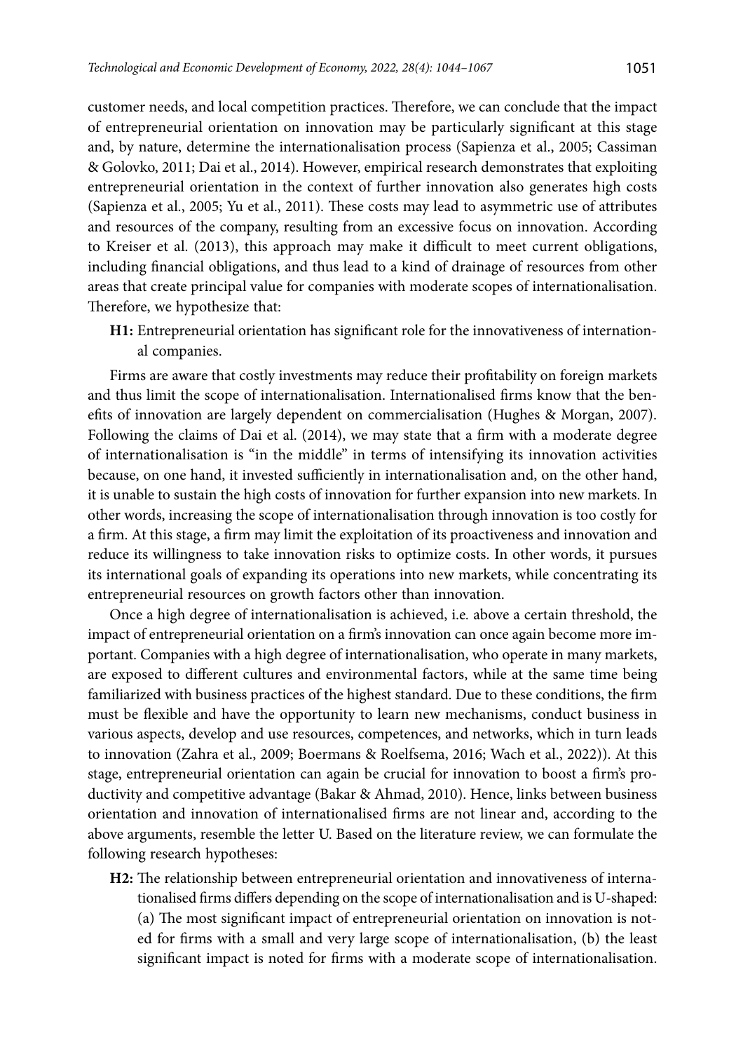customer needs, and local competition practices. Therefore, we can conclude that the impact of entrepreneurial orientation on innovation may be particularly significant at this stage and, by nature, determine the internationalisation process (Sapienza et al., 2005; Cassiman & Golovko, 2011; Dai et al., 2014). However, empirical research demonstrates that exploiting entrepreneurial orientation in the context of further innovation also generates high costs (Sapienza et al., 2005; Yu et al., 2011). These costs may lead to asymmetric use of attributes and resources of the company, resulting from an excessive focus on innovation. According to Kreiser et al. (2013), this approach may make it difficult to meet current obligations, including financial obligations, and thus lead to a kind of drainage of resources from other areas that create principal value for companies with moderate scopes of internationalisation. Therefore, we hypothesize that:

**H1:** Entrepreneurial orientation has significant role for the innovativeness of international companies.

Firms are aware that costly investments may reduce their profitability on foreign markets and thus limit the scope of internationalisation. Internationalised firms know that the benefits of innovation are largely dependent on commercialisation (Hughes & Morgan, 2007). Following the claims of Dai et al. (2014), we may state that a firm with a moderate degree of internationalisation is "in the middle" in terms of intensifying its innovation activities because, on one hand, it invested sufficiently in internationalisation and, on the other hand, it is unable to sustain the high costs of innovation for further expansion into new markets. In other words, increasing the scope of internationalisation through innovation is too costly for a firm. At this stage, a firm may limit the exploitation of its proactiveness and innovation and reduce its willingness to take innovation risks to optimize costs. In other words, it pursues its international goals of expanding its operations into new markets, while concentrating its entrepreneurial resources on growth factors other than innovation.

Once a high degree of internationalisation is achieved, i.e. above a certain threshold, the impact of entrepreneurial orientation on a firm's innovation can once again become more important. Companies with a high degree of internationalisation, who operate in many markets, are exposed to different cultures and environmental factors, while at the same time being familiarized with business practices of the highest standard. Due to these conditions, the firm must be flexible and have the opportunity to learn new mechanisms, conduct business in various aspects, develop and use resources, competences, and networks, which in turn leads to innovation (Zahra et al., 2009; Boermans & Roelfsema, 2016; Wach et al., 2022)). At this stage, entrepreneurial orientation can again be crucial for innovation to boost a firm's productivity and competitive advantage (Bakar & Ahmad, 2010). Hence, links between business orientation and innovation of internationalised firms are not linear and, according to the above arguments, resemble the letter U. Based on the literature review, we can formulate the following research hypotheses:

**H2:** The relationship between entrepreneurial orientation and innovativeness of internationalised firms differs depending on the scope of internationalisation and is U-shaped: (a) The most significant impact of entrepreneurial orientation on innovation is noted for firms with a small and very large scope of internationalisation, (b) the least significant impact is noted for firms with a moderate scope of internationalisation.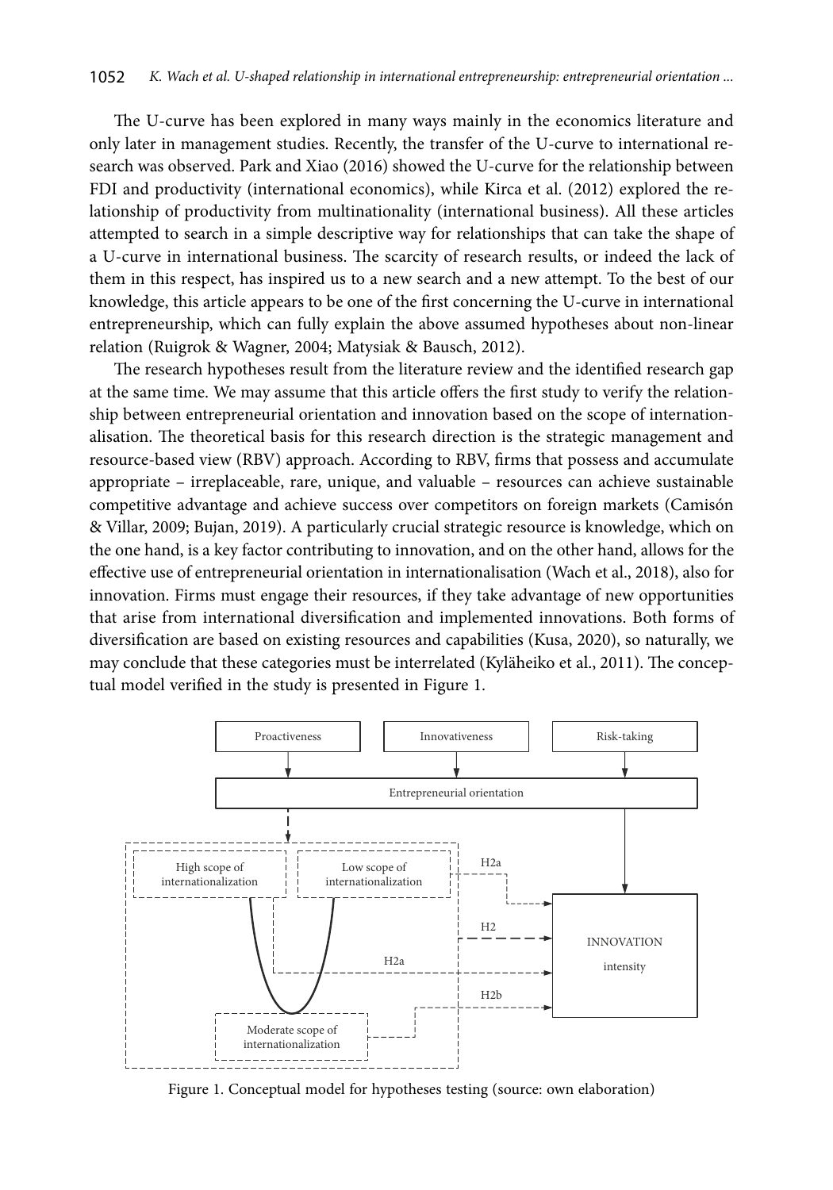The U-curve has been explored in many ways mainly in the economics literature and only later in management studies. Recently, the transfer of the U-curve to international research was observed. Park and Xiao (2016) showed the U-curve for the relationship between FDI and productivity (international economics), while Kirca et al. (2012) explored the relationship of productivity from multinationality (international business). All these articles attempted to search in a simple descriptive way for relationships that can take the shape of a U-curve in international business. The scarcity of research results, or indeed the lack of them in this respect, has inspired us to a new search and a new attempt. To the best of our knowledge, this article appears to be one of the first concerning the U-curve in international entrepreneurship, which can fully explain the above assumed hypotheses about non-linear relation (Ruigrok & Wagner, 2004; Matysiak & Bausch, 2012).

The research hypotheses result from the literature review and the identified research gap at the same time. We may assume that this article offers the first study to verify the relationship between entrepreneurial orientation and innovation based on the scope of internationalisation. The theoretical basis for this research direction is the strategic management and resource-based view (RBV) approach. According to RBV, firms that possess and accumulate appropriate – irreplaceable, rare, unique, and valuable – resources can achieve sustainable competitive advantage and achieve success over competitors on foreign markets (Camisón & Villar, 2009; Bujan, 2019). A particularly crucial strategic resource is knowledge, which on the one hand, is a key factor contributing to innovation, and on the other hand, allows for the effective use of entrepreneurial orientation in internationalisation (Wach et al., 2018), also for innovation. Firms must engage their resources, if they take advantage of new opportunities that arise from international diversification and implemented innovations. Both forms of diversification are based on existing resources and capabilities (Kusa, 2020), so naturally, we may conclude that these categories must be interrelated (Kyläheiko et al., 2011). The conceptual model verified in the study is presented in Figure 1.

Figure 1. Conceptual model for hypotheses testing (source: own elaboration)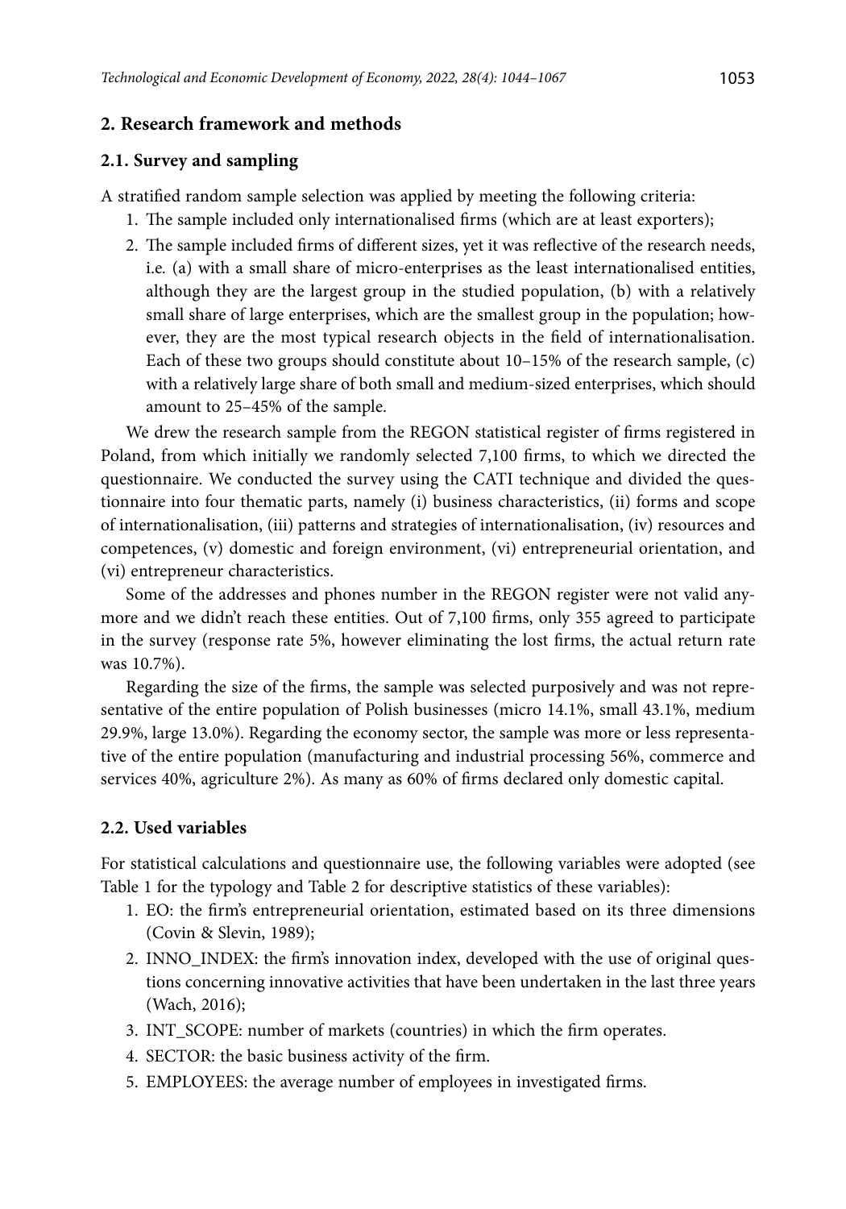## 2. Research framework and methods

### 2.1. Survey and sampling

A stratified random sample selection was applied by meeting the following criteria:

1. The sample included only internationalised firms (which are at least exporters);
2. The sample included firms of different sizes, yet it was reflective of the research needs, i.e. (a) with a small share of micro-enterprises as the least internationalised entities, although they are the largest group in the studied population, (b) with a relatively small share of large enterprises, which are the smallest group in the population; however, they are the most typical research objects in the field of internationalisation. Each of these two groups should constitute about 10–15% of the research sample, (c) with a relatively large share of both small and medium-sized enterprises, which should amount to 25–45% of the sample.

We drew the research sample from the REGON statistical register of firms registered in Poland, from which initially we randomly selected 7,100 firms, to which we directed the questionnaire. We conducted the survey using the CATI technique and divided the questionnaire into four thematic parts, namely (i) business characteristics, (ii) forms and scope of internationalisation, (iii) patterns and strategies of internationalisation, (iv) resources and competences, (v) domestic and foreign environment, (vi) entrepreneurial orientation, and (vi) entrepreneur characteristics.

Some of the addresses and phones number in the REGON register were not valid anymore and we didn't reach these entities. Out of 7,100 firms, only 355 agreed to participate in the survey (response rate 5%, however eliminating the lost firms, the actual return rate was 10.7%).

Regarding the size of the firms, the sample was selected purposively and was not representative of the entire population of Polish businesses (micro 14.1%, small 43.1%, medium 29.9%, large 13.0%). Regarding the economy sector, the sample was more or less representative of the entire population (manufacturing and industrial processing 56%, commerce and services 40%, agriculture 2%). As many as 60% of firms declared only domestic capital.

### 2.2. Used variables

For statistical calculations and questionnaire use, the following variables were adopted (see Table 1 for the typology and Table 2 for descriptive statistics of these variables):

1. EO: the firm's entrepreneurial orientation, estimated based on its three dimensions (Covin & Slevin, 1989);
2. INNO_INDEX: the firm's innovation index, developed with the use of original questions concerning innovative activities that have been undertaken in the last three years (Wach, 2016);
3. INT_SCOPE: number of markets (countries) in which the firm operates.
4. SECTOR: the basic business activity of the firm.
5. EMPLOYEES: the average number of employees in investigated firms.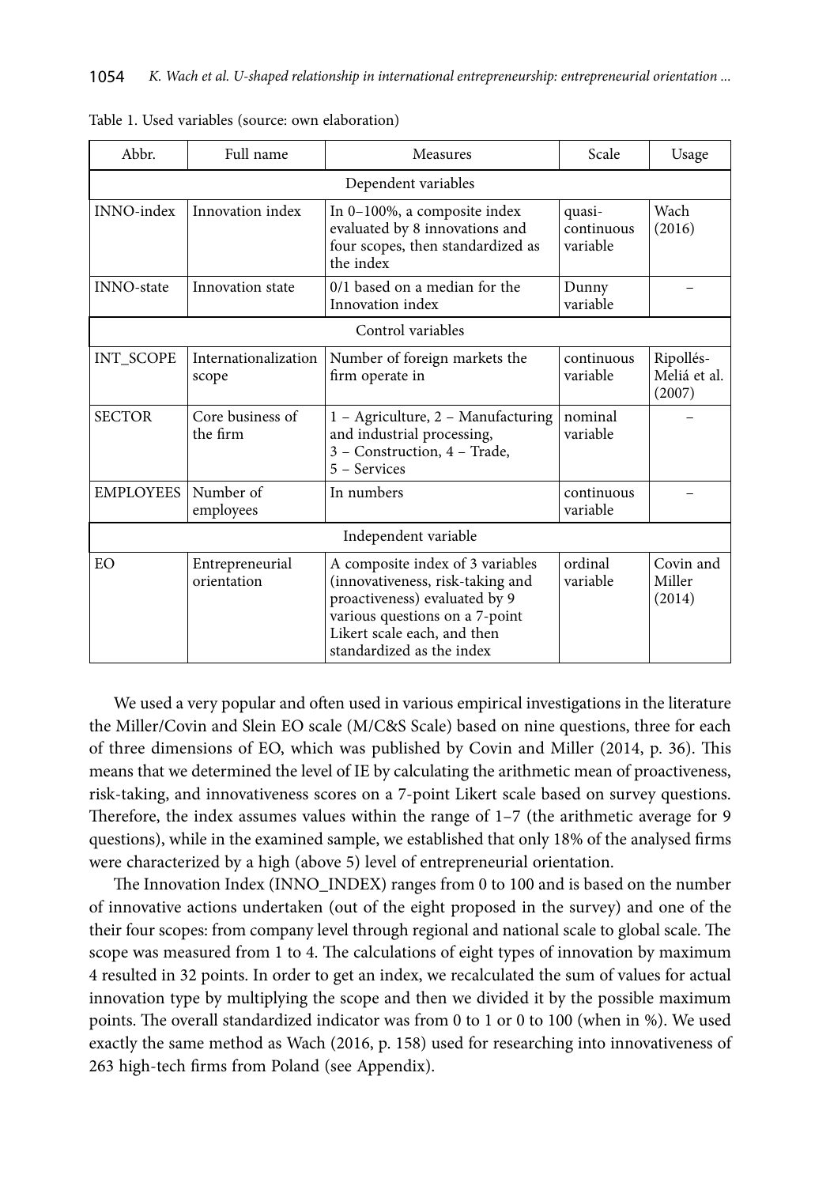Table 1. Used variables (source: own elaboration)

| Abbr. | Full name | Measures | Scale | Usage |
|---|---|---|---|---|
| Dependent variables | | | | |
| INNO-index | Innovation index | In 0–100%, a composite index evaluated by 8 innovations and four scopes, then standardized as the index | quasi-continuous variable | Wach (2016) |
| INNO-state | Innovation state | 0/1 based on a median for the Innovation index | Dunny variable | – |
| Control variables | | | | |
| INT_SCOPE | Internationalization scope | Number of foreign markets the firm operate in | continuous variable | Ripollés-Meliá et al. (2007) |
| SECTOR | Core business of the firm | 1 – Agriculture, 2 – Manufacturing and industrial processing, 3 – Construction, 4 – Trade, 5 – Services | nominal variable | – |
| EMPLOYEES | Number of employees | In numbers | continuous variable | – |
| Independent variable | | | | |
| EO | Entrepreneurial orientation | A composite index of 3 variables (innovativeness, risk-taking and proactiveness) evaluated by 9 various questions on a 7-point Likert scale each, and then standardized as the index | ordinal variable | Covin and Miller (2014) |

We used a very popular and often used in various empirical investigations in the literature the Miller/Covin and Slein EO scale (M/C&S Scale) based on nine questions, three for each of three dimensions of EO, which was published by Covin and Miller (2014, p. 36). This means that we determined the level of IE by calculating the arithmetic mean of proactiveness, risk-taking, and innovativeness scores on a 7-point Likert scale based on survey questions. Therefore, the index assumes values within the range of 1–7 (the arithmetic average for 9 questions), while in the examined sample, we established that only 18% of the analysed firms were characterized by a high (above 5) level of entrepreneurial orientation.

The Innovation Index (INNO_INDEX) ranges from 0 to 100 and is based on the number of innovative actions undertaken (out of the eight proposed in the survey) and one of the their four scopes: from company level through regional and national scale to global scale. The scope was measured from 1 to 4. The calculations of eight types of innovation by maximum 4 resulted in 32 points. In order to get an index, we recalculated the sum of values for actual innovation type by multiplying the scope and then we divided it by the possible maximum points. The overall standardized indicator was from 0 to 1 or 0 to 100 (when in %). We used exactly the same method as Wach (2016, p. 158) used for researching into innovativeness of 263 high-tech firms from Poland (see Appendix).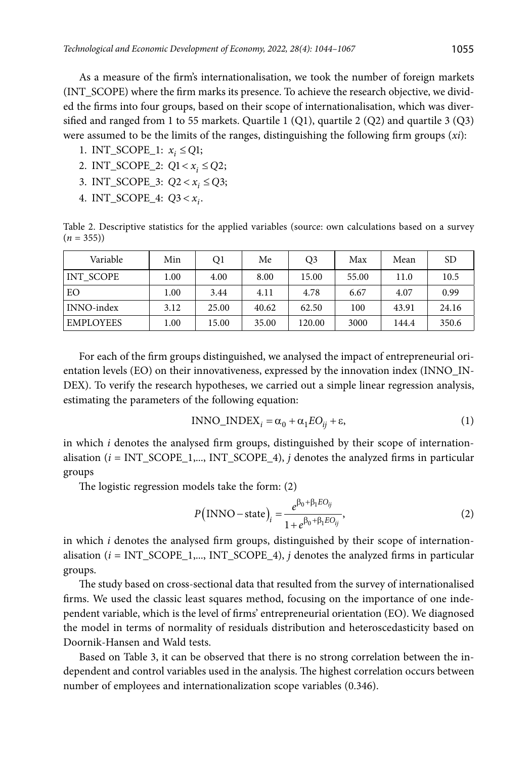As a measure of the firm's internationalisation, we took the number of foreign markets (INT_SCOPE) where the firm marks its presence. To achieve the research objective, we divided the firms into four groups, based on their scope of internationalisation, which was diversified and ranged from 1 to 55 markets. Quartile 1 (Q1), quartile 2 (Q2) and quartile 3 (Q3) were assumed to be the limits of the ranges, distinguishing the following firm groups ($xi$):

1. INT_SCOPE_1: $x_i \leq Q1$;
2. INT_SCOPE_2: $Q1 < x_i \leq Q2$;
3. INT_SCOPE_3: $Q2 < x_i \leq Q3$;
4. INT_SCOPE_4: $Q3 < x_i$.

Table 2. Descriptive statistics for the applied variables (source: own calculations based on a survey ($n = 355$))

| Variable | Min | Q1 | Me | Q3 | Max | Mean | SD |
|---|---|---|---|---|---|---|---|
| INT_SCOPE | 1.00 | 4.00 | 8.00 | 15.00 | 55.00 | 11.0 | 10.5 |
| EO | 1.00 | 3.44 | 4.11 | 4.78 | 6.67 | 4.07 | 0.99 |
| INNO-index | 3.12 | 25.00 | 40.62 | 62.50 | 100 | 43.91 | 24.16 |
| EMPLOYEES | 1.00 | 15.00 | 35.00 | 120.00 | 3000 | 144.4 | 350.6 |

For each of the firm groups distinguished, we analysed the impact of entrepreneurial orientation levels (EO) on their innovativeness, expressed by the innovation index (INNO_INDEX). To verify the research hypotheses, we carried out a simple linear regression analysis, estimating the parameters of the following equation:

$$\text{INNO\_INDEX}_i = \alpha_0 + \alpha_1 EO_{ij} + \varepsilon, \tag{1}$$

in which $i$ denotes the analysed firm groups, distinguished by their scope of internationalisation ($i$ = INT_SCOPE_1,..., INT_SCOPE_4), $j$ denotes the analyzed firms in particular groups

The logistic regression models take the form: (2)

$$P(\text{INNO} - \text{state})_i = \frac{e^{\beta_0 + \beta_1 EO_{ij}}}{1 + e^{\beta_0 + \beta_1 EO_{ij}}}, \tag{2}$$

in which $i$ denotes the analysed firm groups, distinguished by their scope of internationalisation ($i$ = INT_SCOPE_1,..., INT_SCOPE_4), $j$ denotes the analyzed firms in particular groups.

The study based on cross-sectional data that resulted from the survey of internationalised firms. We used the classic least squares method, focusing on the importance of one independent variable, which is the level of firms' entrepreneurial orientation (EO). We diagnosed the model in terms of normality of residuals distribution and heteroscedasticity based on Doornik-Hansen and Wald tests.

Based on Table 3, it can be observed that there is no strong correlation between the independent and control variables used in the analysis. The highest correlation occurs between number of employees and internationalization scope variables (0.346).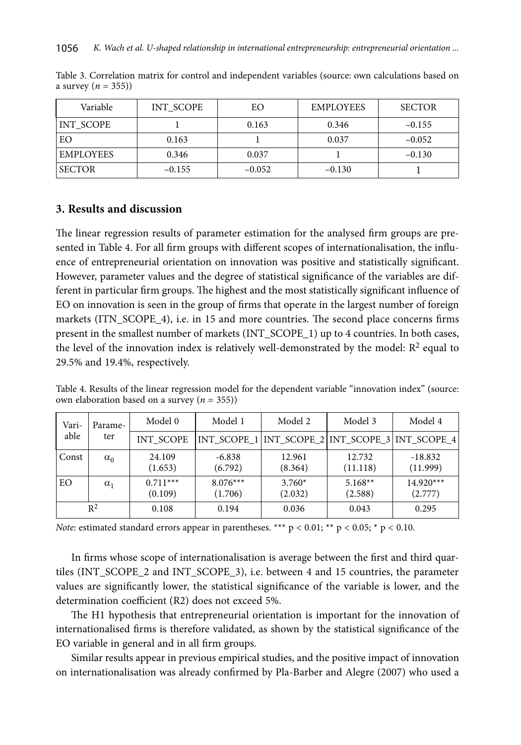Table 3. Correlation matrix for control and independent variables (source: own calculations based on a survey ($n$ = 355))

| Variable | INT_SCOPE | EO | EMPLOYEES | SECTOR |
|---|---|---|---|---|
| INT_SCOPE | 1 | 0.163 | 0.346 | −0.155 |
| EO | 0.163 | 1 | 0.037 | −0.052 |
| EMPLOYEES | 0.346 | 0.037 | 1 | −0.130 |
| SECTOR | −0.155 | −0.052 | −0.130 | 1 |

## 3. Results and discussion

The linear regression results of parameter estimation for the analysed firm groups are presented in Table 4. For all firm groups with different scopes of internationalisation, the influence of entrepreneurial orientation on innovation was positive and statistically significant. However, parameter values and the degree of statistical significance of the variables are different in particular firm groups. The highest and the most statistically significant influence of EO on innovation is seen in the group of firms that operate in the largest number of foreign markets (ITN_SCOPE_4), i.e. in 15 and more countries. The second place concerns firms present in the smallest number of markets (INT_SCOPE_1) up to 4 countries. In both cases, the level of the innovation index is relatively well-demonstrated by the model: $R^2$ equal to 29.5% and 19.4%, respectively.

Table 4. Results of the linear regression model for the dependent variable "innovation index" (source: own elaboration based on a survey ($n$ = 355))

| Variable | Parameter | Model 0 | Model 1 | Model 2 | Model 3 | Model 4 |
|---|---|---|---|---|---|---|
| | | INT_SCOPE | INT_SCOPE_1 | INT_SCOPE_2 | INT_SCOPE_3 | INT_SCOPE_4 |
| Const | $\alpha_0$ | 24.109 (1.653) | -6.838 (6.792) | 12.961 (8.364) | 12.732 (11.118) | -18.832 (11.999) |
| EO | $\alpha_1$ | 0.711*** (0.109) | 8.076*** (1.706) | 3.760* (2.032) | 5.168** (2.588) | 14.920*** (2.777) |
| $R^2$ | | 0.108 | 0.194 | 0.036 | 0.043 | 0.295 |

*Note*: estimated standard errors appear in parentheses. *** $p < 0.01$; ** $p < 0.05$; * $p < 0.10$.

In firms whose scope of internationalisation is average between the first and third quartiles (INT_SCOPE_2 and INT_SCOPE_3), i.e. between 4 and 15 countries, the parameter values are significantly lower, the statistical significance of the variable is lower, and the determination coefficient (R2) does not exceed 5%.

The H1 hypothesis that entrepreneurial orientation is important for the innovation of internationalised firms is therefore validated, as shown by the statistical significance of the EO variable in general and in all firm groups.

Similar results appear in previous empirical studies, and the positive impact of innovation on internationalisation was already confirmed by Pla-Barber and Alegre (2007) who used a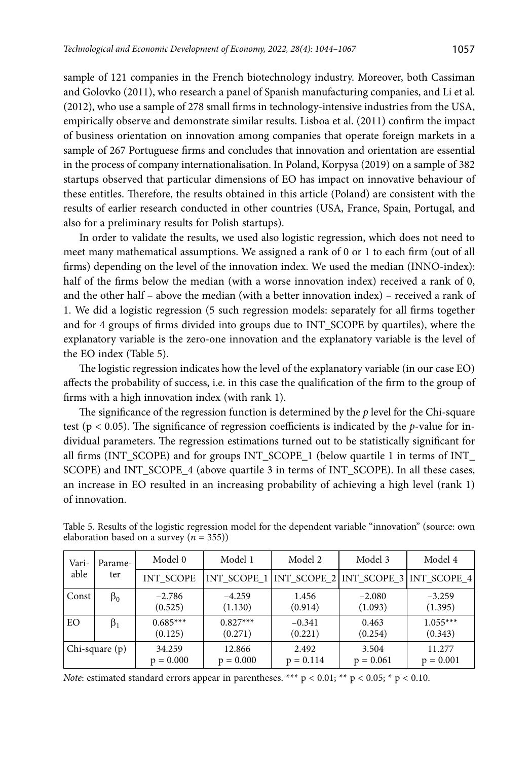sample of 121 companies in the French biotechnology industry. Moreover, both Cassiman and Golovko (2011), who research a panel of Spanish manufacturing companies, and Li et al. (2012), who use a sample of 278 small firms in technology-intensive industries from the USA, empirically observe and demonstrate similar results. Lisboa et al. (2011) confirm the impact of business orientation on innovation among companies that operate foreign markets in a sample of 267 Portuguese firms and concludes that innovation and orientation are essential in the process of company internationalisation. In Poland, Korpysa (2019) on a sample of 382 startups observed that particular dimensions of EO has impact on innovative behaviour of these entitles. Therefore, the results obtained in this article (Poland) are consistent with the results of earlier research conducted in other countries (USA, France, Spain, Portugal, and also for a preliminary results for Polish startups).

In order to validate the results, we used also logistic regression, which does not need to meet many mathematical assumptions. We assigned a rank of 0 or 1 to each firm (out of all firms) depending on the level of the innovation index. We used the median (INNO-index): half of the firms below the median (with a worse innovation index) received a rank of 0, and the other half – above the median (with a better innovation index) – received a rank of 1. We did a logistic regression (5 such regression models: separately for all firms together and for 4 groups of firms divided into groups due to INT_SCOPE by quartiles), where the explanatory variable is the zero-one innovation and the explanatory variable is the level of the EO index (Table 5).

The logistic regression indicates how the level of the explanatory variable (in our case EO) affects the probability of success, i.e. in this case the qualification of the firm to the group of firms with a high innovation index (with rank 1).

The significance of the regression function is determined by the *p* level for the Chi-square test ($p < 0.05$). The significance of regression coefficients is indicated by the *p*-value for individual parameters. The regression estimations turned out to be statistically significant for all firms (INT_SCOPE) and for groups INT_SCOPE_1 (below quartile 1 in terms of INT_SCOPE) and INT_SCOPE_4 (above quartile 3 in terms of INT_SCOPE). In all these cases, an increase in EO resulted in an increasing probability of achieving a high level (rank 1) of innovation.

Table 5. Results of the logistic regression model for the dependent variable "innovation" (source: own elaboration based on a survey ($n = 355$))

| Variable | Parameter | Model 0 | Model 1 | Model 2 | Model 3 | Model 4 |
|---|---|---|---|---|---|---|
| | | INT_SCOPE | INT_SCOPE_1 | INT_SCOPE_2 | INT_SCOPE_3 | INT_SCOPE_4 |
| Const | $\beta_0$ | −2.786 (0.525) | −4.259 (1.130) | 1.456 (0.914) | −2.080 (1.093) | −3.259 (1.395) |
| EO | $\beta_1$ | 0.685*** (0.125) | 0.827*** (0.271) | −0.341 (0.221) | 0.463 (0.254) | 1.055*** (0.343) |
| Chi-square (p) | | 34.259 p = 0.000 | 12.866 p = 0.000 | 2.492 p = 0.114 | 3.504 p = 0.061 | 11.277 p = 0.001 |

*Note*: estimated standard errors appear in parentheses. *** $p < 0.01$; ** $p < 0.05$; * $p < 0.10$.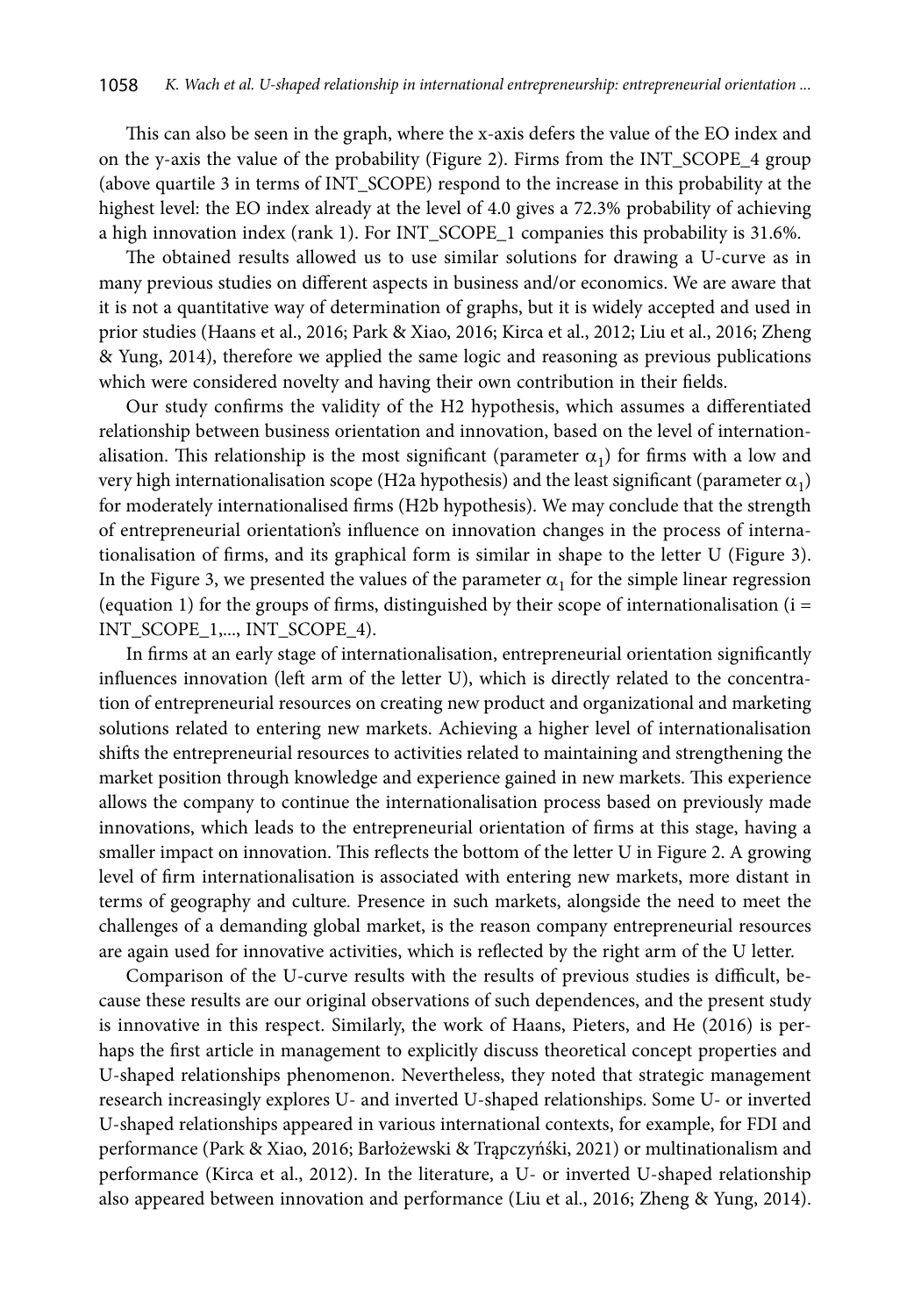This can also be seen in the graph, where the x-axis defers the value of the EO index and on the y-axis the value of the probability (Figure 2). Firms from the INT_SCOPE_4 group (above quartile 3 in terms of INT_SCOPE) respond to the increase in this probability at the highest level: the EO index already at the level of 4.0 gives a 72.3% probability of achieving a high innovation index (rank 1). For INT_SCOPE_1 companies this probability is 31.6%.

The obtained results allowed us to use similar solutions for drawing a U-curve as in many previous studies on different aspects in business and/or economics. We are aware that it is not a quantitative way of determination of graphs, but it is widely accepted and used in prior studies (Haans et al., 2016; Park & Xiao, 2016; Kirca et al., 2012; Liu et al., 2016; Zheng & Yung, 2014), therefore we applied the same logic and reasoning as previous publications which were considered novelty and having their own contribution in their fields.

Our study confirms the validity of the H2 hypothesis, which assumes a differentiated relationship between business orientation and innovation, based on the level of internationalisation. This relationship is the most significant (parameter $\alpha_1$) for firms with a low and very high internationalisation scope (H2a hypothesis) and the least significant (parameter $\alpha_1$) for moderately internationalised firms (H2b hypothesis). We may conclude that the strength of entrepreneurial orientation's influence on innovation changes in the process of internationalisation of firms, and its graphical form is similar in shape to the letter U (Figure 3). In the Figure 3, we presented the values of the parameter $\alpha_1$ for the simple linear regression (equation 1) for the groups of firms, distinguished by their scope of internationalisation (i = INT_SCOPE_1,..., INT_SCOPE_4).

In firms at an early stage of internationalisation, entrepreneurial orientation significantly influences innovation (left arm of the letter U), which is directly related to the concentration of entrepreneurial resources on creating new product and organizational and marketing solutions related to entering new markets. Achieving a higher level of internationalisation shifts the entrepreneurial resources to activities related to maintaining and strengthening the market position through knowledge and experience gained in new markets. This experience allows the company to continue the internationalisation process based on previously made innovations, which leads to the entrepreneurial orientation of firms at this stage, having a smaller impact on innovation. This reflects the bottom of the letter U in Figure 2. A growing level of firm internationalisation is associated with entering new markets, more distant in terms of geography and culture. Presence in such markets, alongside the need to meet the challenges of a demanding global market, is the reason company entrepreneurial resources are again used for innovative activities, which is reflected by the right arm of the U letter.

Comparison of the U-curve results with the results of previous studies is difficult, because these results are our original observations of such dependences, and the present study is innovative in this respect. Similarly, the work of Haans, Pieters, and He (2016) is perhaps the first article in management to explicitly discuss theoretical concept properties and U-shaped relationships phenomenon. Nevertheless, they noted that strategic management research increasingly explores U- and inverted U-shaped relationships. Some U- or inverted U-shaped relationships appeared in various international contexts, for example, for FDI and performance (Park & Xiao, 2016; Barłożewski & Trąpczyński, 2021) or multinationalism and performance (Kirca et al., 2012). In the literature, a U- or inverted U-shaped relationship also appeared between innovation and performance (Liu et al., 2016; Zheng & Yung, 2014).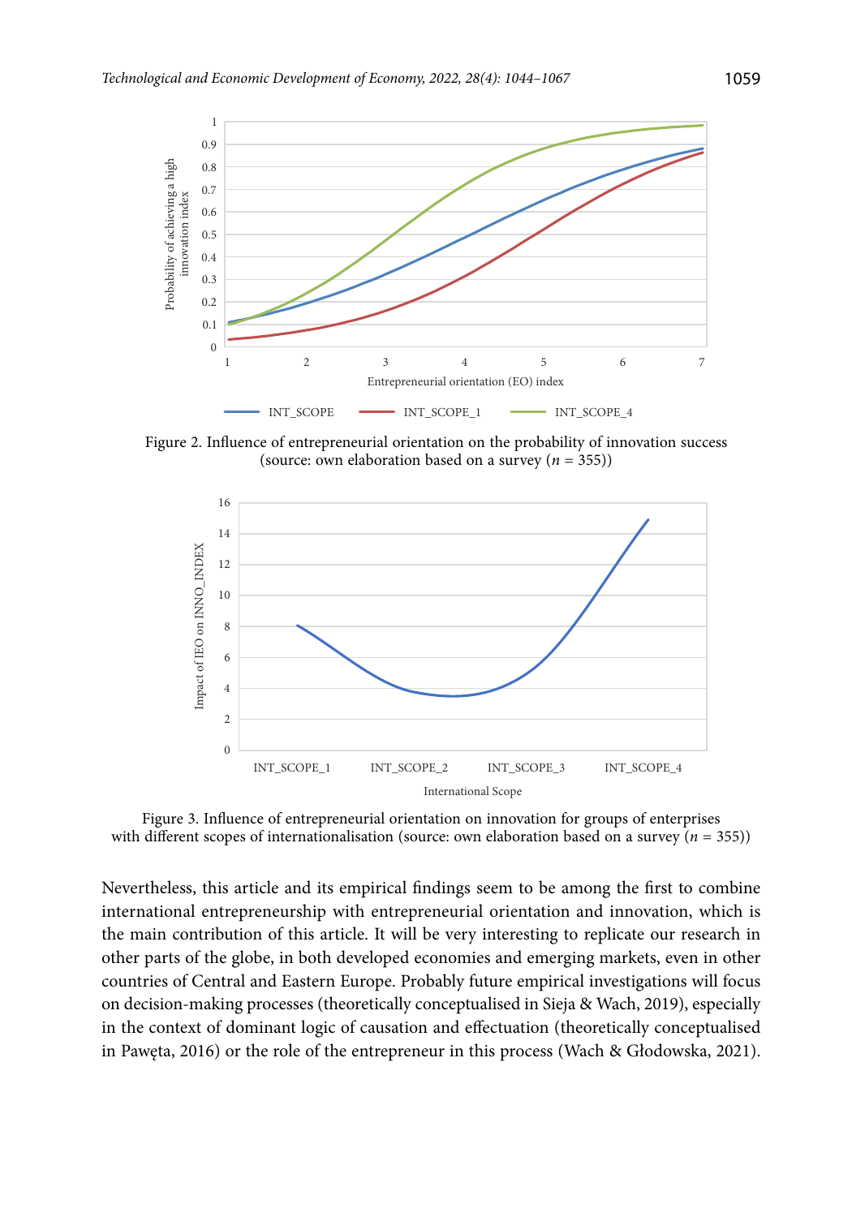Figure 2. Influence of entrepreneurial orientation on the probability of innovation success (source: own elaboration based on a survey ($n$ = 355))

Figure 3. Influence of entrepreneurial orientation on innovation for groups of enterprises with different scopes of internationalisation (source: own elaboration based on a survey ($n$ = 355))

Nevertheless, this article and its empirical findings seem to be among the first to combine international entrepreneurship with entrepreneurial orientation and innovation, which is the main contribution of this article. It will be very interesting to replicate our research in other parts of the globe, in both developed economies and emerging markets, even in other countries of Central and Eastern Europe. Probably future empirical investigations will focus on decision-making processes (theoretically conceptualised in Sieja & Wach, 2019), especially in the context of dominant logic of causation and effectuation (theoretically conceptualised in Pawęta, 2016) or the role of the entrepreneur in this process (Wach & Głodowska, 2021).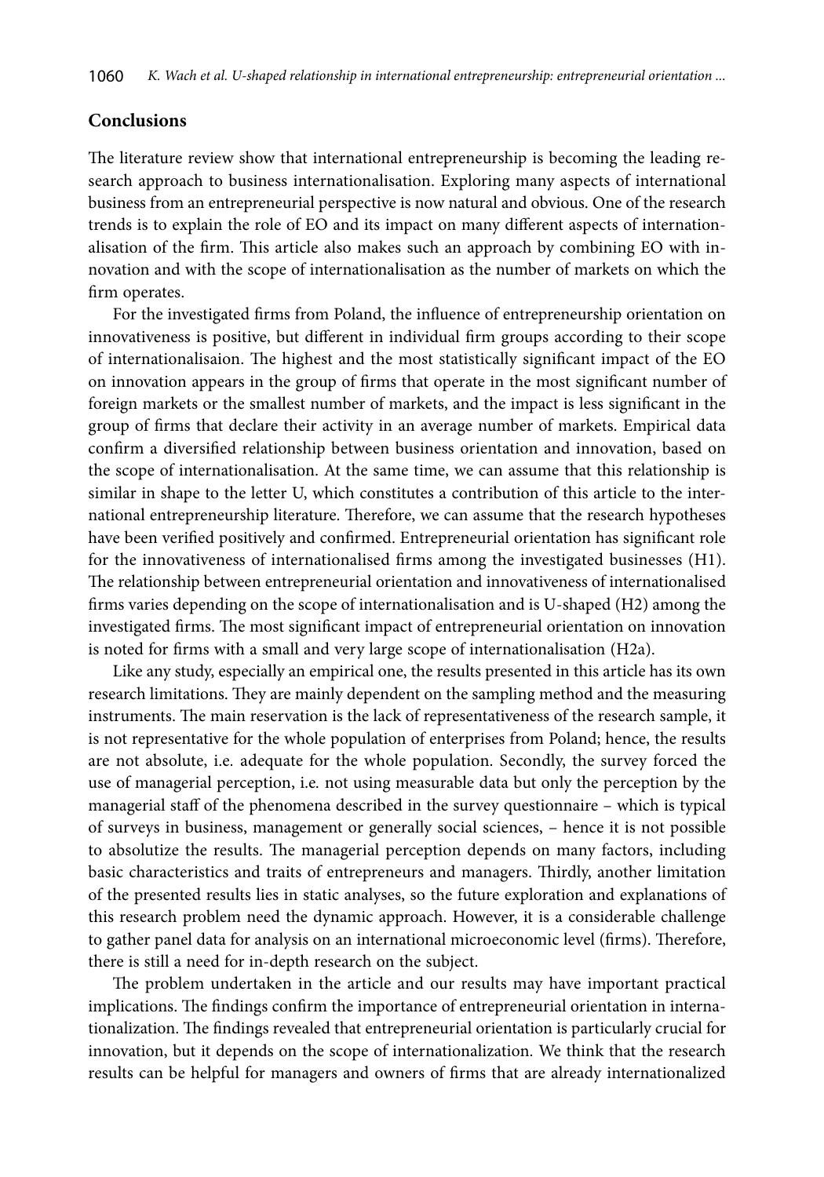## Conclusions

The literature review show that international entrepreneurship is becoming the leading research approach to business internationalisation. Exploring many aspects of international business from an entrepreneurial perspective is now natural and obvious. One of the research trends is to explain the role of EO and its impact on many different aspects of internationalisation of the firm. This article also makes such an approach by combining EO with innovation and with the scope of internationalisation as the number of markets on which the firm operates.

For the investigated firms from Poland, the influence of entrepreneurship orientation on innovativeness is positive, but different in individual firm groups according to their scope of internationalisaion. The highest and the most statistically significant impact of the EO on innovation appears in the group of firms that operate in the most significant number of foreign markets or the smallest number of markets, and the impact is less significant in the group of firms that declare their activity in an average number of markets. Empirical data confirm a diversified relationship between business orientation and innovation, based on the scope of internationalisation. At the same time, we can assume that this relationship is similar in shape to the letter U, which constitutes a contribution of this article to the international entrepreneurship literature. Therefore, we can assume that the research hypotheses have been verified positively and confirmed. Entrepreneurial orientation has significant role for the innovativeness of internationalised firms among the investigated businesses (H1). The relationship between entrepreneurial orientation and innovativeness of internationalised firms varies depending on the scope of internationalisation and is U-shaped (H2) among the investigated firms. The most significant impact of entrepreneurial orientation on innovation is noted for firms with a small and very large scope of internationalisation (H2a).

Like any study, especially an empirical one, the results presented in this article has its own research limitations. They are mainly dependent on the sampling method and the measuring instruments. The main reservation is the lack of representativeness of the research sample, it is not representative for the whole population of enterprises from Poland; hence, the results are not absolute, i.e. adequate for the whole population. Secondly, the survey forced the use of managerial perception, i.e. not using measurable data but only the perception by the managerial staff of the phenomena described in the survey questionnaire – which is typical of surveys in business, management or generally social sciences, – hence it is not possible to absolutize the results. The managerial perception depends on many factors, including basic characteristics and traits of entrepreneurs and managers. Thirdly, another limitation of the presented results lies in static analyses, so the future exploration and explanations of this research problem need the dynamic approach. However, it is a considerable challenge to gather panel data for analysis on an international microeconomic level (firms). Therefore, there is still a need for in-depth research on the subject.

The problem undertaken in the article and our results may have important practical implications. The findings confirm the importance of entrepreneurial orientation in internationalization. The findings revealed that entrepreneurial orientation is particularly crucial for innovation, but it depends on the scope of internationalization. We think that the research results can be helpful for managers and owners of firms that are already internationalized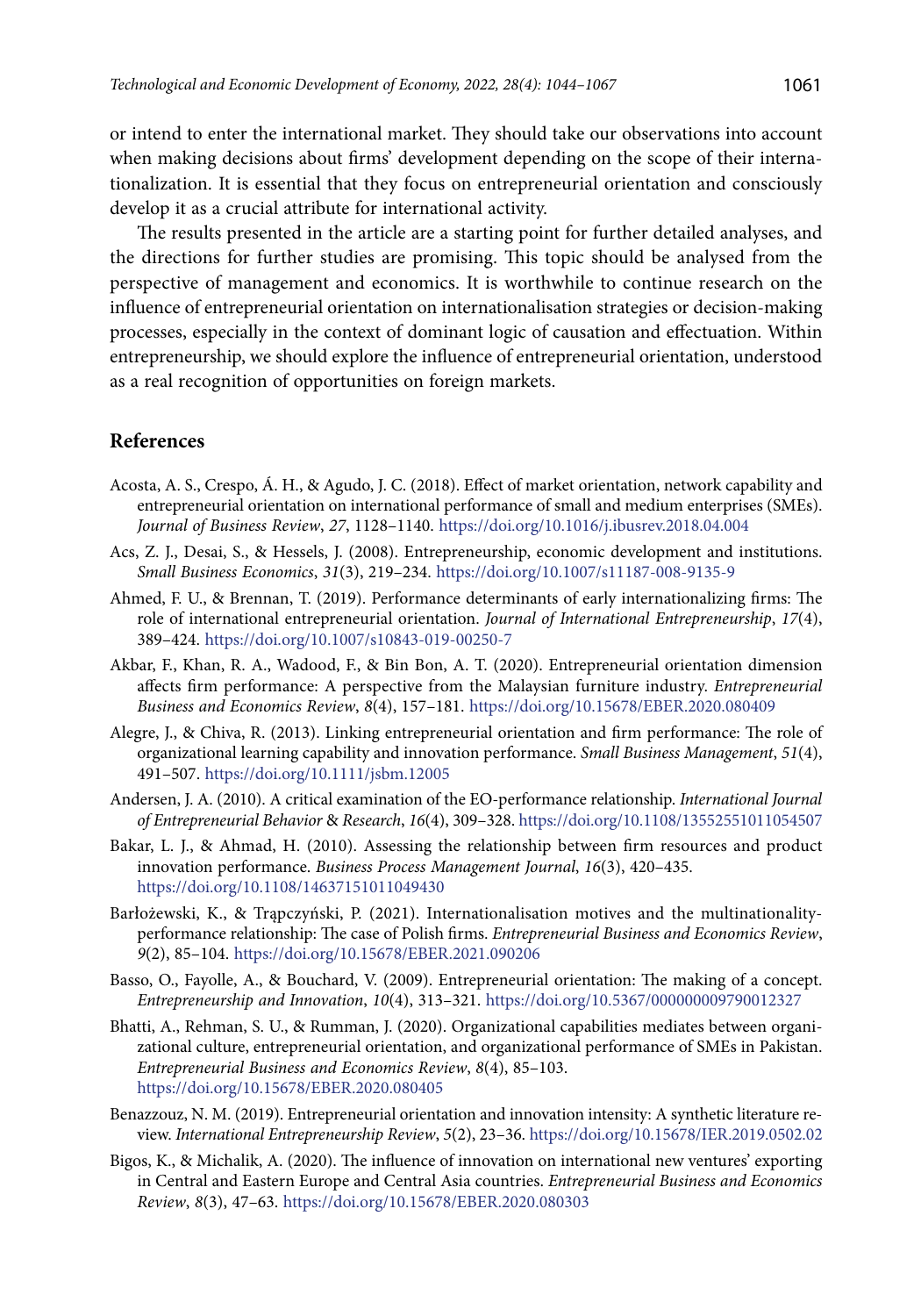or intend to enter the international market. They should take our observations into account when making decisions about firms' development depending on the scope of their internationalization. It is essential that they focus on entrepreneurial orientation and consciously develop it as a crucial attribute for international activity.

The results presented in the article are a starting point for further detailed analyses, and the directions for further studies are promising. This topic should be analysed from the perspective of management and economics. It is worthwhile to continue research on the influence of entrepreneurial orientation on internationalisation strategies or decision-making processes, especially in the context of dominant logic of causation and effectuation. Within entrepreneurship, we should explore the influence of entrepreneurial orientation, understood as a real recognition of opportunities on foreign markets.

## References

Acosta, A. S., Crespo, Á. H., & Agudo, J. C. (2018). Effect of market orientation, network capability and entrepreneurial orientation on international performance of small and medium enterprises (SMEs). *Journal of Business Review*, *27*, 1128–1140. https://doi.org/10.1016/j.ibusrev.2018.04.004

Acs, Z. J., Desai, S., & Hessels, J. (2008). Entrepreneurship, economic development and institutions. *Small Business Economics*, *31*(3), 219–234. https://doi.org/10.1007/s11187-008-9135-9

Ahmed, F. U., & Brennan, T. (2019). Performance determinants of early internationalizing firms: The role of international entrepreneurial orientation. *Journal of International Entrepreneurship*, *17*(4), 389–424. https://doi.org/10.1007/s10843-019-00250-7

Akbar, F., Khan, R. A., Wadood, F., & Bin Bon, A. T. (2020). Entrepreneurial orientation dimension affects firm performance: A perspective from the Malaysian furniture industry. *Entrepreneurial Business and Economics Review*, *8*(4), 157–181. https://doi.org/10.15678/EBER.2020.080409

Alegre, J., & Chiva, R. (2013). Linking entrepreneurial orientation and firm performance: The role of organizational learning capability and innovation performance. *Small Business Management*, *51*(4), 491–507. https://doi.org/10.1111/jsbm.12005

Andersen, J. A. (2010). A critical examination of the EO-performance relationship. *International Journal of Entrepreneurial Behavior & Research*, *16*(4), 309–328. https://doi.org/10.1108/13552551011054507

Bakar, L. J., & Ahmad, H. (2010). Assessing the relationship between firm resources and product innovation performance. *Business Process Management Journal*, *16*(3), 420–435. https://doi.org/10.1108/14637151011049430

Barłożewski, K., & Trąpczyński, P. (2021). Internationalisation motives and the multinationality-performance relationship: The case of Polish firms. *Entrepreneurial Business and Economics Review*, *9*(2), 85–104. https://doi.org/10.15678/EBER.2021.090206

Basso, O., Fayolle, A., & Bouchard, V. (2009). Entrepreneurial orientation: The making of a concept. *Entrepreneurship and Innovation*, *10*(4), 313–321. https://doi.org/10.5367/000000009790012327

Bhatti, A., Rehman, S. U., & Rumman, J. (2020). Organizational capabilities mediates between organizational culture, entrepreneurial orientation, and organizational performance of SMEs in Pakistan. *Entrepreneurial Business and Economics Review*, *8*(4), 85–103. https://doi.org/10.15678/EBER.2020.080405

Benazzouz, N. M. (2019). Entrepreneurial orientation and innovation intensity: A synthetic literature review. *International Entrepreneurship Review*, *5*(2), 23–36. https://doi.org/10.15678/IER.2019.0502.02

Bigos, K., & Michalik, A. (2020). The influence of innovation on international new ventures' exporting in Central and Eastern Europe and Central Asia countries. *Entrepreneurial Business and Economics Review*, *8*(3), 47–63. https://doi.org/10.15678/EBER.2020.080303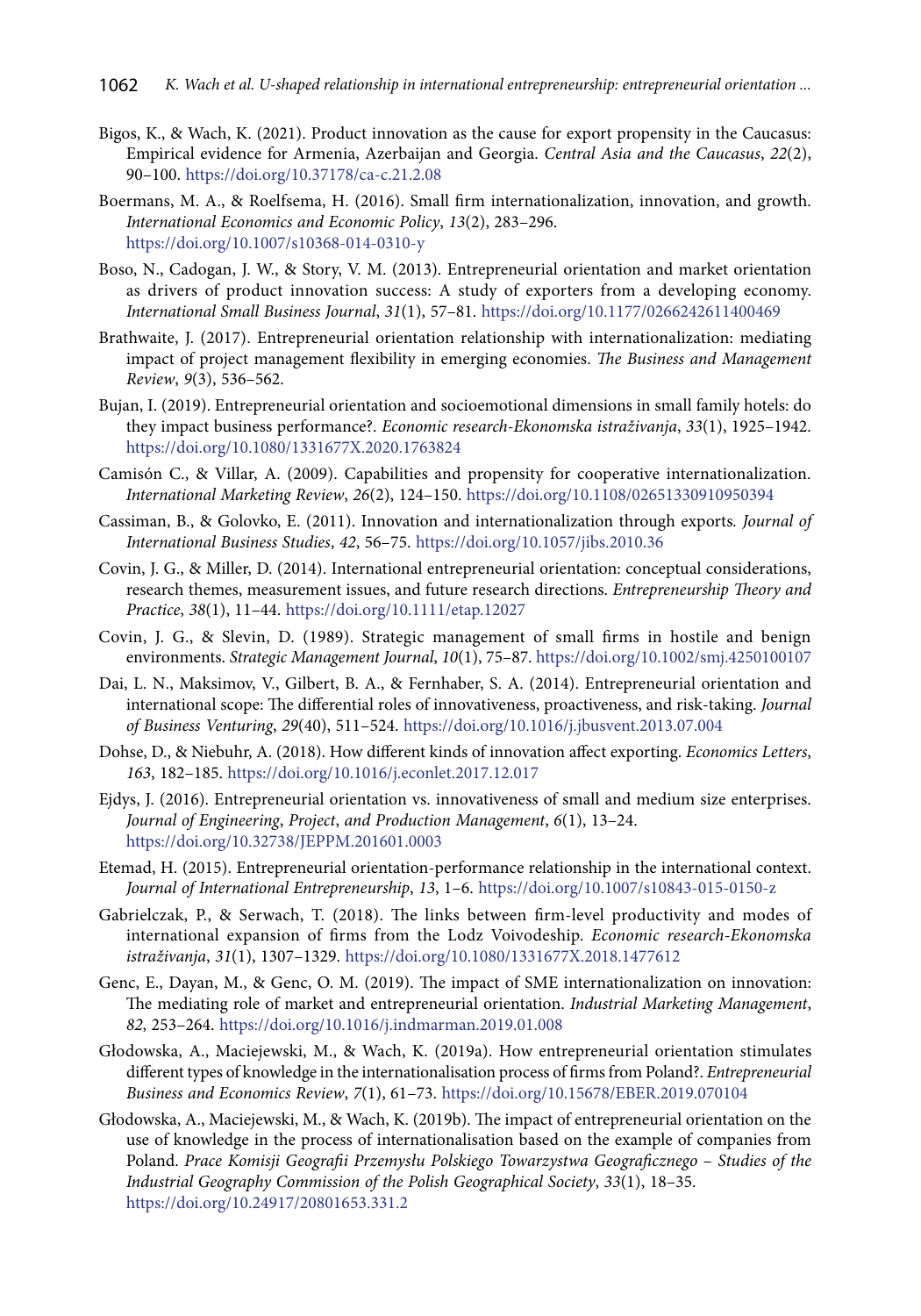Bigos, K., & Wach, K. (2021). Product innovation as the cause for export propensity in the Caucasus: Empirical evidence for Armenia, Azerbaijan and Georgia. *Central Asia and the Caucasus*, *22*(2), 90–100. https://doi.org/10.37178/ca-c.21.2.08

Boermans, M. A., & Roelfsema, H. (2016). Small firm internationalization, innovation, and growth. *International Economics and Economic Policy*, *13*(2), 283–296. https://doi.org/10.1007/s10368-014-0310-y

Boso, N., Cadogan, J. W., & Story, V. M. (2013). Entrepreneurial orientation and market orientation as drivers of product innovation success: A study of exporters from a developing economy. *International Small Business Journal*, *31*(1), 57–81. https://doi.org/10.1177/0266242611400469

Brathwaite, J. (2017). Entrepreneurial orientation relationship with internationalization: mediating impact of project management flexibility in emerging economies. *The Business and Management Review*, *9*(3), 536–562.

Bujan, I. (2019). Entrepreneurial orientation and socioemotional dimensions in small family hotels: do they impact business performance?. *Economic research-Ekonomska istraživanja*, *33*(1), 1925–1942. https://doi.org/10.1080/1331677X.2020.1763824

Camisón C., & Villar, A. (2009). Capabilities and propensity for cooperative internationalization. *International Marketing Review*, *26*(2), 124–150. https://doi.org/10.1108/02651330910950394

Cassiman, B., & Golovko, E. (2011). Innovation and internationalization through exports*. Journal of International Business Studies*, *42*, 56–75. https://doi.org/10.1057/jibs.2010.36

Covin, J. G., & Miller, D. (2014). International entrepreneurial orientation: conceptual considerations, research themes, measurement issues, and future research directions. *Entrepreneurship Theory and Practice*, *38*(1), 11–44. https://doi.org/10.1111/etap.12027

Covin, J. G., & Slevin, D. (1989). Strategic management of small firms in hostile and benign environments. *Strategic Management Journal*, *10*(1), 75–87. https://doi.org/10.1002/smj.4250100107

Dai, L. N., Maksimov, V., Gilbert, B. A., & Fernhaber, S. A. (2014). Entrepreneurial orientation and international scope: The differential roles of innovativeness, proactiveness, and risk-taking. *Journal of Business Venturing*, *29*(40), 511–524. https://doi.org/10.1016/j.jbusvent.2013.07.004

Dohse, D., & Niebuhr, A. (2018). How different kinds of innovation affect exporting. *Economics Letters*, *163*, 182–185. https://doi.org/10.1016/j.econlet.2017.12.017

Ejdys, J. (2016). Entrepreneurial orientation vs. innovativeness of small and medium size enterprises. *Journal of Engineering*, *Project*, *and Production Management*, *6*(1), 13–24. https://doi.org/10.32738/JEPPM.201601.0003

Etemad, H. (2015). Entrepreneurial orientation-performance relationship in the international context. *Journal of International Entrepreneurship*, *13*, 1–6. https://doi.org/10.1007/s10843-015-0150-z

Gabrielczak, P., & Serwach, T. (2018). The links between firm-level productivity and modes of international expansion of firms from the Lodz Voivodeship. *Economic research-Ekonomska istraživanja*, *31*(1), 1307–1329. https://doi.org/10.1080/1331677X.2018.1477612

Genc, E., Dayan, M., & Genc, O. M. (2019). The impact of SME internationalization on innovation: The mediating role of market and entrepreneurial orientation. *Industrial Marketing Management*, *82*, 253–264. https://doi.org/10.1016/j.indmarman.2019.01.008

Głodowska, A., Maciejewski, M., & Wach, K. (2019a). How entrepreneurial orientation stimulates different types of knowledge in the internationalisation process of firms from Poland?. *Entrepreneurial Business and Economics Review*, *7*(1), 61–73. https://doi.org/10.15678/EBER.2019.070104

Głodowska, A., Maciejewski, M., & Wach, K. (2019b). The impact of entrepreneurial orientation on the use of knowledge in the process of internationalisation based on the example of companies from Poland. *Prace Komisji Geografii Przemysłu Polskiego Towarzystwa Geograficznego – Studies of the Industrial Geography Commission of the Polish Geographical Society*, *33*(1), 18–35. https://doi.org/10.24917/20801653.331.2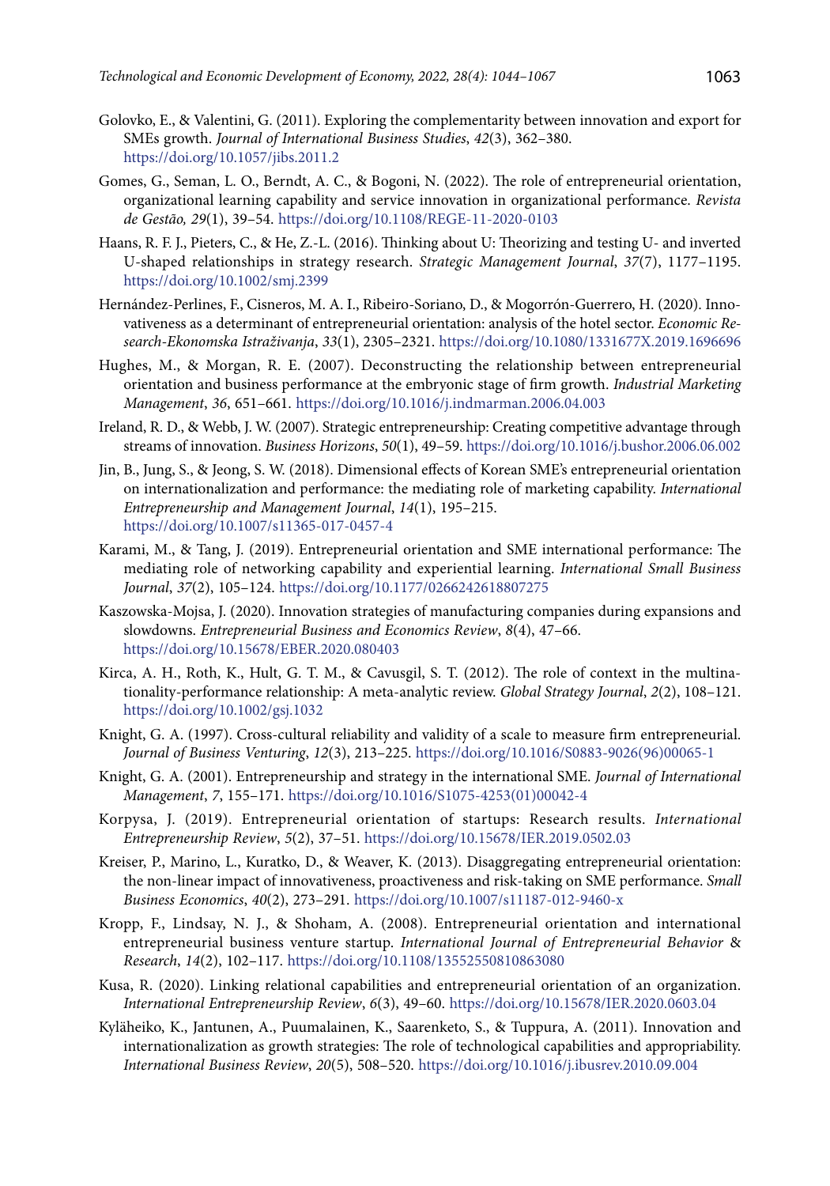Golovko, E., & Valentini, G. (2011). Exploring the complementarity between innovation and export for SMEs growth. *Journal of International Business Studies*, *42*(3), 362–380. https://doi.org/10.1057/jibs.2011.2

Gomes, G., Seman, L. O., Berndt, A. C., & Bogoni, N. (2022). The role of entrepreneurial orientation, organizational learning capability and service innovation in organizational performance. *Revista de Gestão, 29*(1), 39–54. https://doi.org/10.1108/REGE-11-2020-0103

Haans, R. F. J., Pieters, C., & He, Z.-L. (2016). Thinking about U: Theorizing and testing U- and inverted U-shaped relationships in strategy research. *Strategic Management Journal*, *37*(7), 1177–1195. https://doi.org/10.1002/smj.2399

Hernández-Perlines, F., Cisneros, M. A. I., Ribeiro-Soriano, D., & Mogorrón-Guerrero, H. (2020). Innovativeness as a determinant of entrepreneurial orientation: analysis of the hotel sector. *Economic Research-Ekonomska Istraživanja*, *33*(1), 2305–2321. https://doi.org/10.1080/1331677X.2019.1696696

Hughes, M., & Morgan, R. E. (2007). Deconstructing the relationship between entrepreneurial orientation and business performance at the embryonic stage of firm growth. *Industrial Marketing Management*, *36*, 651–661. https://doi.org/10.1016/j.indmarman.2006.04.003

Ireland, R. D., & Webb, J. W. (2007). Strategic entrepreneurship: Creating competitive advantage through streams of innovation. *Business Horizons*, *50*(1), 49–59. https://doi.org/10.1016/j.bushor.2006.06.002

Jin, B., Jung, S., & Jeong, S. W. (2018). Dimensional effects of Korean SME's entrepreneurial orientation on internationalization and performance: the mediating role of marketing capability. *International Entrepreneurship and Management Journal*, *14*(1), 195–215. https://doi.org/10.1007/s11365-017-0457-4

Karami, M., & Tang, J. (2019). Entrepreneurial orientation and SME international performance: The mediating role of networking capability and experiential learning. *International Small Business Journal*, *37*(2), 105–124. https://doi.org/10.1177/0266242618807275

Kaszowska-Mojsa, J. (2020). Innovation strategies of manufacturing companies during expansions and slowdowns. *Entrepreneurial Business and Economics Review*, *8*(4), 47–66. https://doi.org/10.15678/EBER.2020.080403

Kirca, A. H., Roth, K., Hult, G. T. M., & Cavusgil, S. T. (2012). The role of context in the multinationality-performance relationship: A meta-analytic review. *Global Strategy Journal*, *2*(2), 108–121. https://doi.org/10.1002/gsj.1032

Knight, G. A. (1997). Cross-cultural reliability and validity of a scale to measure firm entrepreneurial. *Journal of Business Venturing*, *12*(3), 213–225. https://doi.org/10.1016/S0883-9026(96)00065-1

Knight, G. A. (2001). Entrepreneurship and strategy in the international SME. *Journal of International Management*, *7*, 155–171. https://doi.org/10.1016/S1075-4253(01)00042-4

Korpysa, J. (2019). Entrepreneurial orientation of startups: Research results. *International Entrepreneurship Review*, *5*(2), 37–51. https://doi.org/10.15678/IER.2019.0502.03

Kreiser, P., Marino, L., Kuratko, D., & Weaver, K. (2013). Disaggregating entrepreneurial orientation: the non-linear impact of innovativeness, proactiveness and risk-taking on SME performance. *Small Business Economics*, *40*(2), 273–291. https://doi.org/10.1007/s11187-012-9460-x

Kropp, F., Lindsay, N. J., & Shoham, A. (2008). Entrepreneurial orientation and international entrepreneurial business venture startup. *International Journal of Entrepreneurial Behavior & Research*, *14*(2), 102–117. https://doi.org/10.1108/13552550810863080

Kusa, R. (2020). Linking relational capabilities and entrepreneurial orientation of an organization. *International Entrepreneurship Review*, *6*(3), 49–60. https://doi.org/10.15678/IER.2020.0603.04

Kyläheiko, K., Jantunen, A., Puumalainen, K., Saarenketo, S., & Tuppura, A. (2011). Innovation and internationalization as growth strategies: The role of technological capabilities and appropriability. *International Business Review*, *20*(5), 508–520. https://doi.org/10.1016/j.ibusrev.2010.09.004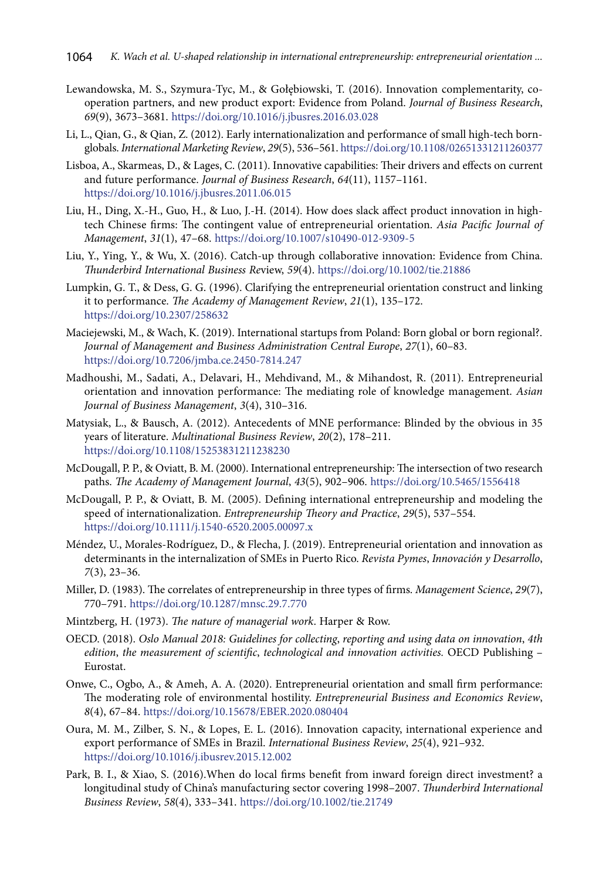Lewandowska, M. S., Szymura-Tyc, M., & Gołębiowski, T. (2016). Innovation complementarity, cooperation partners, and new product export: Evidence from Poland. *Journal of Business Research*, *69*(9), 3673–3681. https://doi.org/10.1016/j.jbusres.2016.03.028

Li, L., Qian, G., & Qian, Z. (2012). Early internationalization and performance of small high-tech born-globals. *International Marketing Review*, *29*(5), 536–561. https://doi.org/10.1108/02651331211260377

Lisboa, A., Skarmeas, D., & Lages, C. (2011). Innovative capabilities: Their drivers and effects on current and future performance. *Journal of Business Research*, *64*(11), 1157–1161. https://doi.org/10.1016/j.jbusres.2011.06.015

Liu, H., Ding, X.-H., Guo, H., & Luo, J.-H. (2014). How does slack affect product innovation in high-tech Chinese firms: The contingent value of entrepreneurial orientation. *Asia Pacific Journal of Management*, *31*(1), 47–68. https://doi.org/10.1007/s10490-012-9309-5

Liu, Y., Ying, Y., & Wu, X. (2016). Catch-up through collaborative innovation: Evidence from China. *Thunderbird International Business Review*, *59*(4). https://doi.org/10.1002/tie.21886

Lumpkin, G. T., & Dess, G. G. (1996). Clarifying the entrepreneurial orientation construct and linking it to performance. *The Academy of Management Review*, *21*(1), 135–172. https://doi.org/10.2307/258632

Maciejewski, M., & Wach, K. (2019). International startups from Poland: Born global or born regional?. *Journal of Management and Business Administration Central Europe*, *27*(1), 60–83. https://doi.org/10.7206/jmba.ce.2450-7814.247

Madhoushi, M., Sadati, A., Delavari, H., Mehdivand, M., & Mihandost, R. (2011). Entrepreneurial orientation and innovation performance: The mediating role of knowledge management. *Asian Journal of Business Management*, *3*(4), 310–316.

Matysiak, L., & Bausch, A. (2012). Antecedents of MNE performance: Blinded by the obvious in 35 years of literature. *Multinational Business Review*, *20*(2), 178–211. https://doi.org/10.1108/15253831211238230

McDougall, P. P., & Oviatt, B. M. (2000). International entrepreneurship: The intersection of two research paths. *The Academy of Management Journal*, *43*(5), 902–906. https://doi.org/10.5465/1556418

McDougall, P. P., & Oviatt, B. M. (2005). Defining international entrepreneurship and modeling the speed of internationalization. *Entrepreneurship Theory and Practice*, *29*(5), 537–554. https://doi.org/10.1111/j.1540-6520.2005.00097.x

Méndez, U., Morales-Rodríguez, D., & Flecha, J. (2019). Entrepreneurial orientation and innovation as determinants in the internalization of SMEs in Puerto Rico. *Revista Pymes*, *Innovación y Desarrollo*, *7*(3), 23–36.

Miller, D. (1983). The correlates of entrepreneurship in three types of firms. *Management Science*, *29*(7), 770–791. https://doi.org/10.1287/mnsc.29.7.770

Mintzberg, H. (1973). *The nature of managerial work*. Harper & Row.

OECD. (2018). *Oslo Manual 2018: Guidelines for collecting*, *reporting and using data on innovation*, *4th edition*, *the measurement of scientific*, *technological and innovation activities.* OECD Publishing – Eurostat.

Onwe, C., Ogbo, A., & Ameh, A. A. (2020). Entrepreneurial orientation and small firm performance: The moderating role of environmental hostility. *Entrepreneurial Business and Economics Review*, *8*(4), 67–84. https://doi.org/10.15678/EBER.2020.080404

Oura, M. M., Zilber, S. N., & Lopes, E. L. (2016). Innovation capacity, international experience and export performance of SMEs in Brazil. *International Business Review*, *25*(4), 921–932. https://doi.org/10.1016/j.ibusrev.2015.12.002

Park, B. I., & Xiao, S. (2016).When do local firms benefit from inward foreign direct investment? a longitudinal study of China's manufacturing sector covering 1998–2007. *Thunderbird International Business Review*, *58*(4), 333–341. https://doi.org/10.1002/tie.21749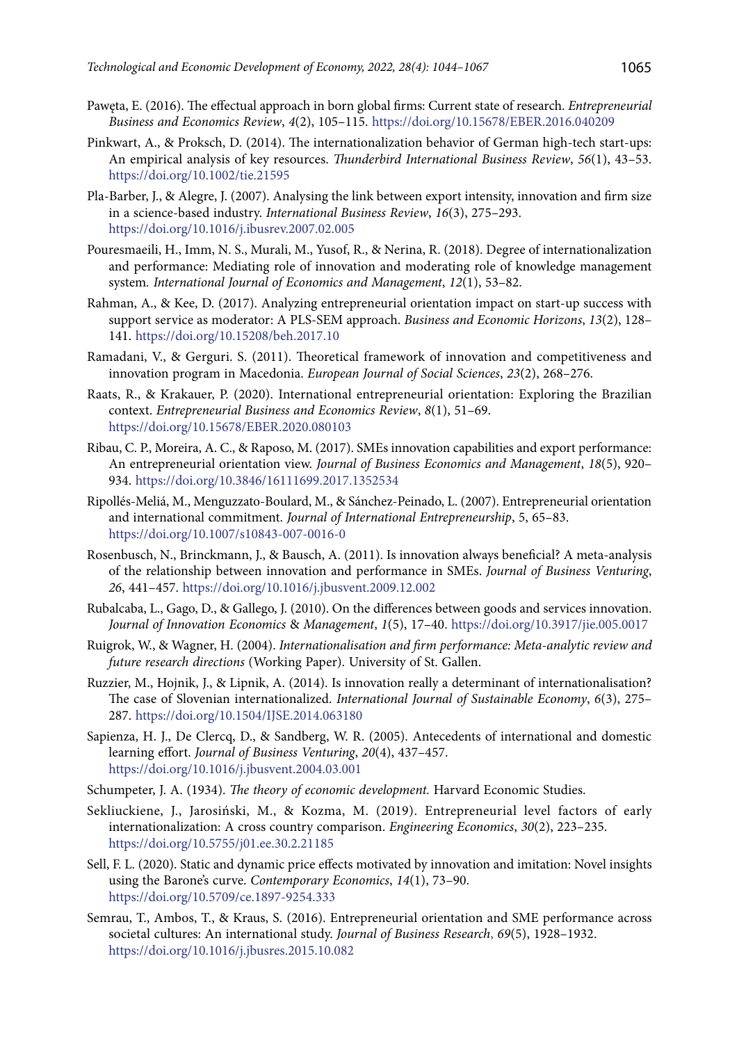Pawęta, E. (2016). The effectual approach in born global firms: Current state of research. *Entrepreneurial Business and Economics Review*, *4*(2), 105–115. https://doi.org/10.15678/EBER.2016.040209

Pinkwart, A., & Proksch, D. (2014). The internationalization behavior of German high-tech start-ups: An empirical analysis of key resources. *Thunderbird International Business Review*, *56*(1), 43–53. https://doi.org/10.1002/tie.21595

Pla-Barber, J., & Alegre, J. (2007). Analysing the link between export intensity, innovation and firm size in a science-based industry. *International Business Review*, *16*(3), 275–293. https://doi.org/10.1016/j.ibusrev.2007.02.005

Pouresmaeili, H., Imm, N. S., Murali, M., Yusof, R., & Nerina, R. (2018). Degree of internationalization and performance: Mediating role of innovation and moderating role of knowledge management system. *International Journal of Economics and Management*, *12*(1), 53–82.

Rahman, A., & Kee, D. (2017). Analyzing entrepreneurial orientation impact on start-up success with support service as moderator: A PLS-SEM approach. *Business and Economic Horizons*, *13*(2), 128–141. https://doi.org/10.15208/beh.2017.10

Ramadani, V., & Gerguri. S. (2011). Theoretical framework of innovation and competitiveness and innovation program in Macedonia. *European Journal of Social Sciences*, *23*(2), 268–276.

Raats, R., & Krakauer, P. (2020). International entrepreneurial orientation: Exploring the Brazilian context. *Entrepreneurial Business and Economics Review*, *8*(1), 51–69. https://doi.org/10.15678/EBER.2020.080103

Ribau, C. P., Moreira, A. C., & Raposo, M. (2017). SMEs innovation capabilities and export performance: An entrepreneurial orientation view. *Journal of Business Economics and Management*, *18*(5), 920–934. https://doi.org/10.3846/16111699.2017.1352534

Ripollés-Meliá, M., Menguzzato-Boulard, M., & Sánchez-Peinado, L. (2007). Entrepreneurial orientation and international commitment. *Journal of International Entrepreneurship*, 5, 65–83. https://doi.org/10.1007/s10843-007-0016-0

Rosenbusch, N., Brinckmann, J., & Bausch, A. (2011). Is innovation always beneficial? A meta-analysis of the relationship between innovation and performance in SMEs. *Journal of Business Venturing*, *26*, 441–457. https://doi.org/10.1016/j.jbusvent.2009.12.002

Rubalcaba, L., Gago, D., & Gallego, J. (2010). On the differences between goods and services innovation. *Journal of Innovation Economics* & *Management*, *1*(5), 17–40. https://doi.org/10.3917/jie.005.0017

Ruigrok, W., & Wagner, H. (2004). *Internationalisation and firm performance: Meta-analytic review and future research directions* (Working Paper). University of St. Gallen.

Ruzzier, M., Hojnik, J., & Lipnik, A. (2014). Is innovation really a determinant of internationalisation? The case of Slovenian internationalized. *International Journal of Sustainable Economy*, *6*(3), 275–287. https://doi.org/10.1504/IJSE.2014.063180

Sapienza, H. J., De Clercq, D., & Sandberg, W. R. (2005). Antecedents of international and domestic learning effort. *Journal of Business Venturing*, *20*(4), 437–457. https://doi.org/10.1016/j.jbusvent.2004.03.001

Schumpeter, J. A. (1934). *The theory of economic development.* Harvard Economic Studies.

Sekliuckiene, J., Jarosiński, M., & Kozma, M. (2019). Entrepreneurial level factors of early internationalization: A cross country comparison. *Engineering Economics*, *30*(2), 223–235. https://doi.org/10.5755/j01.ee.30.2.21185

Sell, F. L. (2020). Static and dynamic price effects motivated by innovation and imitation: Novel insights using the Barone's curve. *Contemporary Economics*, *14*(1), 73–90. https://doi.org/10.5709/ce.1897-9254.333

Semrau, T., Ambos, T., & Kraus, S. (2016). Entrepreneurial orientation and SME performance across societal cultures: An international study. *Journal of Business Research*, *69*(5), 1928–1932. https://doi.org/10.1016/j.jbusres.2015.10.082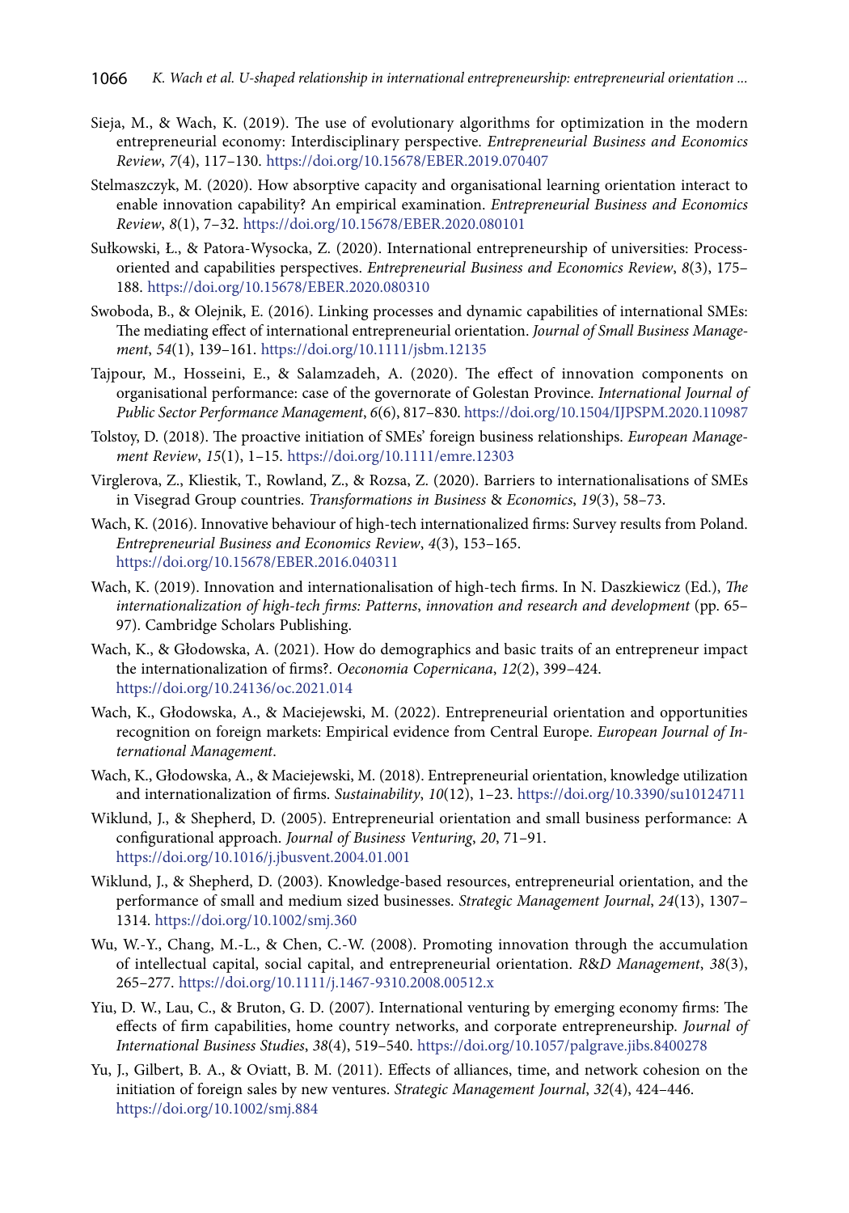Sieja, M., & Wach, K. (2019). The use of evolutionary algorithms for optimization in the modern entrepreneurial economy: Interdisciplinary perspective. *Entrepreneurial Business and Economics Review*, *7*(4), 117–130. https://doi.org/10.15678/EBER.2019.070407

Stelmaszczyk, M. (2020). How absorptive capacity and organisational learning orientation interact to enable innovation capability? An empirical examination. *Entrepreneurial Business and Economics Review*, *8*(1), 7–32. https://doi.org/10.15678/EBER.2020.080101

Sułkowski, Ł., & Patora-Wysocka, Z. (2020). International entrepreneurship of universities: Process-oriented and capabilities perspectives. *Entrepreneurial Business and Economics Review*, *8*(3), 175–188. https://doi.org/10.15678/EBER.2020.080310

Swoboda, B., & Olejnik, E. (2016). Linking processes and dynamic capabilities of international SMEs: The mediating effect of international entrepreneurial orientation. *Journal of Small Business Management*, *54*(1), 139–161. https://doi.org/10.1111/jsbm.12135

Tajpour, M., Hosseini, E., & Salamzadeh, A. (2020). The effect of innovation components on organisational performance: case of the governorate of Golestan Province. *International Journal of Public Sector Performance Management*, *6*(6), 817–830. https://doi.org/10.1504/IJPSPM.2020.110987

Tolstoy, D. (2018). The proactive initiation of SMEs' foreign business relationships. *European Management Review*, *15*(1), 1–15. https://doi.org/10.1111/emre.12303

Virglerova, Z., Kliestik, T., Rowland, Z., & Rozsa, Z. (2020). Barriers to internationalisations of SMEs in Visegrad Group countries. *Transformations in Business* & *Economics*, *19*(3), 58–73.

Wach, K. (2016). Innovative behaviour of high-tech internationalized firms: Survey results from Poland. *Entrepreneurial Business and Economics Review*, *4*(3), 153–165. https://doi.org/10.15678/EBER.2016.040311

Wach, K. (2019). Innovation and internationalisation of high-tech firms. In N. Daszkiewicz (Ed.), *The internationalization of high-tech firms: Patterns, innovation and research and development* (pp. 65–97). Cambridge Scholars Publishing.

Wach, K., & Głodowska, A. (2021). How do demographics and basic traits of an entrepreneur impact the internationalization of firms?. *Oeconomia Copernicana*, *12*(2), 399–424. https://doi.org/10.24136/oc.2021.014

Wach, K., Głodowska, A., & Maciejewski, M. (2022). Entrepreneurial orientation and opportunities recognition on foreign markets: Empirical evidence from Central Europe. *European Journal of International Management*.

Wach, K., Głodowska, A., & Maciejewski, M. (2018). Entrepreneurial orientation, knowledge utilization and internationalization of firms. *Sustainability*, *10*(12), 1–23. https://doi.org/10.3390/su10124711

Wiklund, J., & Shepherd, D. (2005). Entrepreneurial orientation and small business performance: A configurational approach. *Journal of Business Venturing*, *20*, 71–91. https://doi.org/10.1016/j.jbusvent.2004.01.001

Wiklund, J., & Shepherd, D. (2003). Knowledge-based resources, entrepreneurial orientation, and the performance of small and medium sized businesses. *Strategic Management Journal*, *24*(13), 1307–1314. https://doi.org/10.1002/smj.360

Wu, W.-Y., Chang, M.-L., & Chen, C.-W. (2008). Promoting innovation through the accumulation of intellectual capital, social capital, and entrepreneurial orientation. *R&D Management*, *38*(3), 265–277. https://doi.org/10.1111/j.1467-9310.2008.00512.x

Yiu, D. W., Lau, C., & Bruton, G. D. (2007). International venturing by emerging economy firms: The effects of firm capabilities, home country networks, and corporate entrepreneurship. *Journal of International Business Studies*, *38*(4), 519–540. https://doi.org/10.1057/palgrave.jibs.8400278

Yu, J., Gilbert, B. A., & Oviatt, B. M. (2011). Effects of alliances, time, and network cohesion on the initiation of foreign sales by new ventures. *Strategic Management Journal*, *32*(4), 424–446. https://doi.org/10.1002/smj.884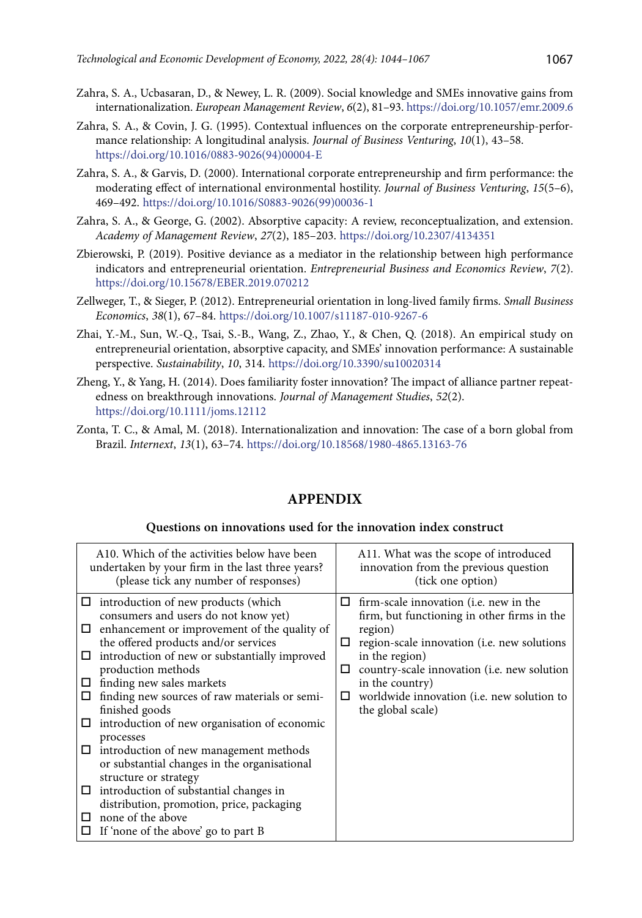Zahra, S. A., Ucbasaran, D., & Newey, L. R. (2009). Social knowledge and SMEs innovative gains from internationalization. *European Management Review*, *6*(2), 81–93. https://doi.org/10.1057/emr.2009.6

Zahra, S. A., & Covin, J. G. (1995). Contextual influences on the corporate entrepreneurship-performance relationship: A longitudinal analysis. *Journal of Business Venturing*, *10*(1), 43–58. https://doi.org/10.1016/0883-9026(94)00004-E

Zahra, S. A., & Garvis, D. (2000). International corporate entrepreneurship and firm performance: the moderating effect of international environmental hostility. *Journal of Business Venturing*, *15*(5–6), 469–492. https://doi.org/10.1016/S0883-9026(99)00036-1

Zahra, S. A., & George, G. (2002). Absorptive capacity: A review, reconceptualization, and extension. *Academy of Management Review*, *27*(2), 185–203. https://doi.org/10.2307/4134351

Zbierowski, P. (2019). Positive deviance as a mediator in the relationship between high performance indicators and entrepreneurial orientation. *Entrepreneurial Business and Economics Review*, *7*(2). https://doi.org/10.15678/EBER.2019.070212

Zellweger, T., & Sieger, P. (2012). Entrepreneurial orientation in long-lived family firms. *Small Business Economics*, *38*(1), 67–84. https://doi.org/10.1007/s11187-010-9267-6

Zhai, Y.-M., Sun, W.-Q., Tsai, S.-B., Wang, Z., Zhao, Y., & Chen, Q. (2018). An empirical study on entrepreneurial orientation, absorptive capacity, and SMEs' innovation performance: A sustainable perspective. *Sustainability*, *10*, 314. https://doi.org/10.3390/su10020314

Zheng, Y., & Yang, H. (2014). Does familiarity foster innovation? The impact of alliance partner repeatedness on breakthrough innovations. *Journal of Management Studies*, *52*(2). https://doi.org/10.1111/joms.12112

Zonta, T. C., & Amal, M. (2018). Internationalization and innovation: The case of a born global from Brazil. *Internext*, *13*(1), 63–74. https://doi.org/10.18568/1980-4865.13163-76

## APPENDIX

**Questions on innovations used for the innovation index construct**

| A10. Which of the activities below have been undertaken by your firm in the last three years? (please tick any number of responses) | A11. What was the scope of introduced innovation from the previous question (tick one option) |
|---|---|
| ☐ introduction of new products (which consumers and users do not know yet)<br>☐ enhancement or improvement of the quality of the offered products and/or services<br>☐ introduction of new or substantially improved production methods<br>☐ finding new sales markets<br>☐ finding new sources of raw materials or semi-finished goods<br>☐ introduction of new organisation of economic processes<br>☐ introduction of new management methods or substantial changes in the organisational structure or strategy<br>☐ introduction of substantial changes in distribution, promotion, price, packaging<br>☐ none of the above<br>☐ If 'none of the above' go to part B | ☐ firm-scale innovation (i.e. new in the firm, but functioning in other firms in the region)<br>☐ region-scale innovation (i.e. new solutions in the region)<br>☐ country-scale innovation (i.e. new solution in the country)<br>☐ worldwide innovation (i.e. new solution to the global scale) |